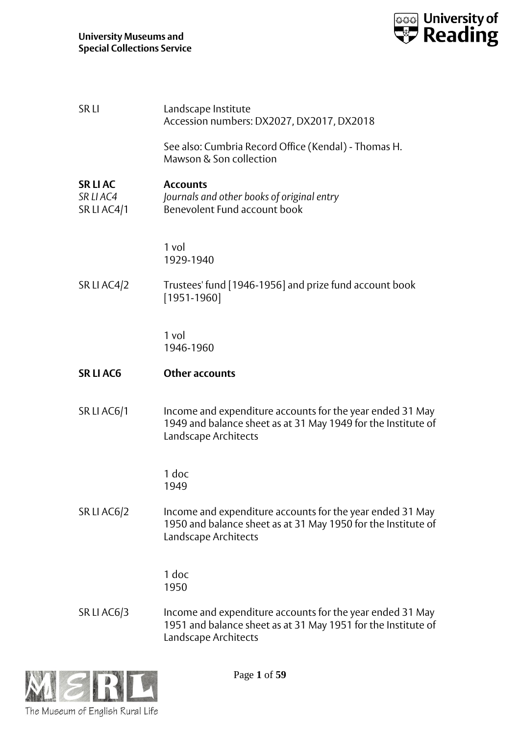| | |
|---|---|
| SR LI | Landscape Institute<br>Accession numbers: DX2027, DX2017, DX2018<br><br>See also: Cumbria Record Office (Kendal) - Thomas H. Mawson & Son collection |
| **SR LI AC** | **Accounts** |
| *SR LI AC4* | *Journals and other books of original entry* |
| SR LI AC4/1 | Benevolent Fund account book<br><br>1 vol<br>1929-1940 |
| SR LI AC4/2 | Trustees' fund [1946-1956] and prize fund account book [1951-1960]<br><br>1 vol<br>1946-1960 |
| **SR LI AC6** | **Other accounts** |
| SR LI AC6/1 | Income and expenditure accounts for the year ended 31 May 1949 and balance sheet as at 31 May 1949 for the Institute of Landscape Architects<br><br>1 doc<br>1949 |
| SR LI AC6/2 | Income and expenditure accounts for the year ended 31 May 1950 and balance sheet as at 31 May 1950 for the Institute of Landscape Architects<br><br>1 doc<br>1950 |
| SR LI AC6/3 | Income and expenditure accounts for the year ended 31 May 1951 and balance sheet as at 31 May 1951 for the Institute of Landscape Architects |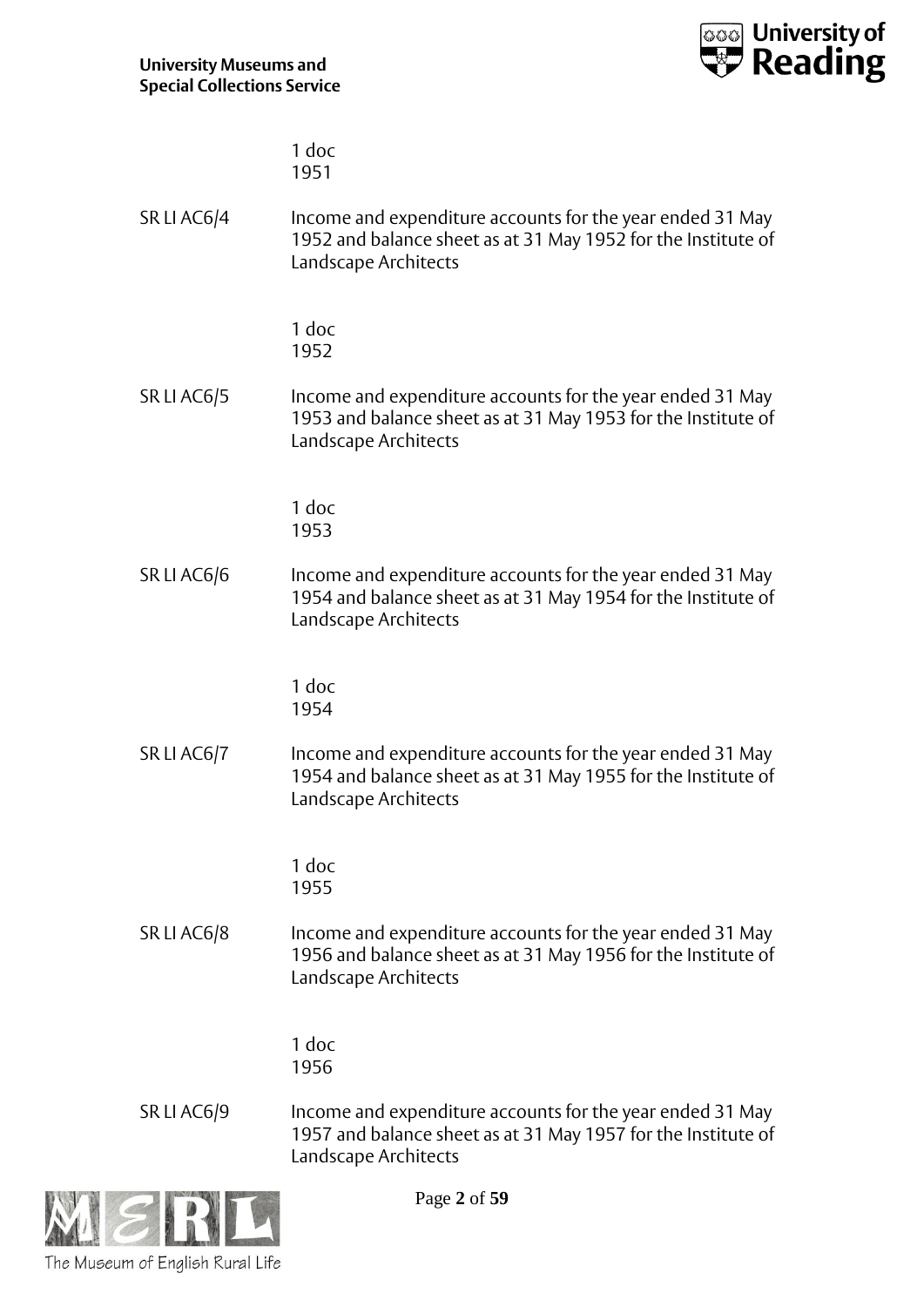1 doc
1951

SR LI AC6/4 Income and expenditure accounts for the year ended 31 May 1952 and balance sheet as at 31 May 1952 for the Institute of Landscape Architects

1 doc
1952

SR LI AC6/5 Income and expenditure accounts for the year ended 31 May 1953 and balance sheet as at 31 May 1953 for the Institute of Landscape Architects

1 doc
1953

SR LI AC6/6 Income and expenditure accounts for the year ended 31 May 1954 and balance sheet as at 31 May 1954 for the Institute of Landscape Architects

1 doc
1954

SR LI AC6/7 Income and expenditure accounts for the year ended 31 May 1954 and balance sheet as at 31 May 1955 for the Institute of Landscape Architects

1 doc
1955

SR LI AC6/8 Income and expenditure accounts for the year ended 31 May 1956 and balance sheet as at 31 May 1956 for the Institute of Landscape Architects

1 doc
1956

SR LI AC6/9 Income and expenditure accounts for the year ended 31 May 1957 and balance sheet as at 31 May 1957 for the Institute of Landscape Architects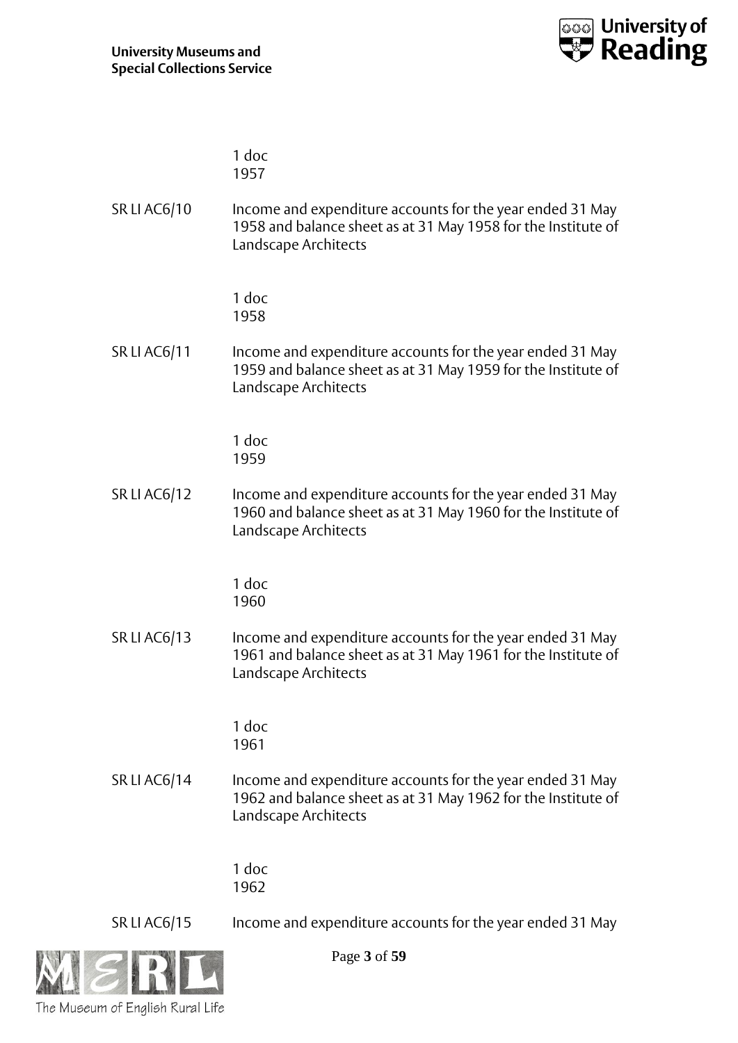1 doc
1957

SR LI AC6/10 Income and expenditure accounts for the year ended 31 May 1958 and balance sheet as at 31 May 1958 for the Institute of Landscape Architects

1 doc
1958

SR LI AC6/11 Income and expenditure accounts for the year ended 31 May 1959 and balance sheet as at 31 May 1959 for the Institute of Landscape Architects

1 doc
1959

SR LI AC6/12 Income and expenditure accounts for the year ended 31 May 1960 and balance sheet as at 31 May 1960 for the Institute of Landscape Architects

1 doc
1960

SR LI AC6/13 Income and expenditure accounts for the year ended 31 May 1961 and balance sheet as at 31 May 1961 for the Institute of Landscape Architects

1 doc
1961

SR LI AC6/14 Income and expenditure accounts for the year ended 31 May 1962 and balance sheet as at 31 May 1962 for the Institute of Landscape Architects

1 doc
1962

SR LI AC6/15 Income and expenditure accounts for the year ended 31 May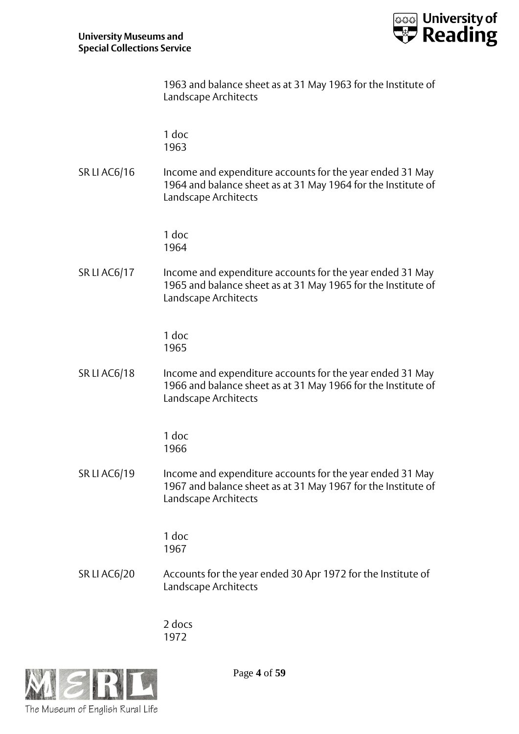1963 and balance sheet as at 31 May 1963 for the Institute of Landscape Architects

1 doc
1963

SR LI AC6/16 Income and expenditure accounts for the year ended 31 May 1964 and balance sheet as at 31 May 1964 for the Institute of Landscape Architects

1 doc
1964

SR LI AC6/17 Income and expenditure accounts for the year ended 31 May 1965 and balance sheet as at 31 May 1965 for the Institute of Landscape Architects

1 doc
1965

SR LI AC6/18 Income and expenditure accounts for the year ended 31 May 1966 and balance sheet as at 31 May 1966 for the Institute of Landscape Architects

1 doc
1966

SR LI AC6/19 Income and expenditure accounts for the year ended 31 May 1967 and balance sheet as at 31 May 1967 for the Institute of Landscape Architects

1 doc
1967

SR LI AC6/20 Accounts for the year ended 30 Apr 1972 for the Institute of Landscape Architects

2 docs
1972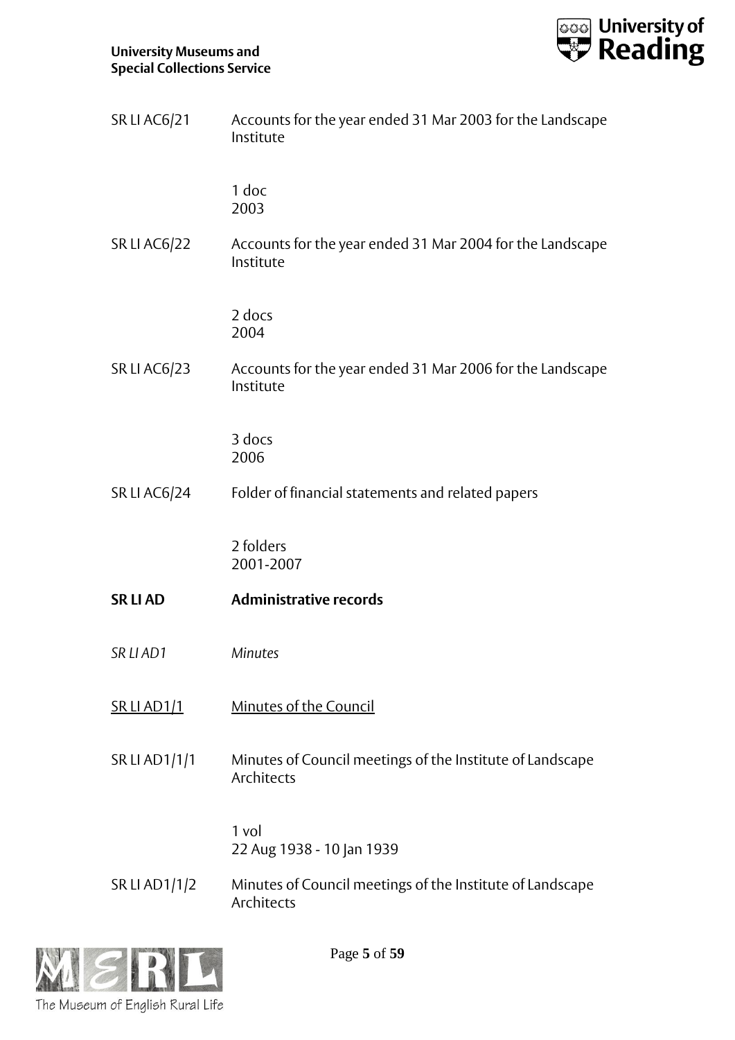SR LI AC6/21 Accounts for the year ended 31 Mar 2003 for the Landscape Institute

1 doc
2003

SR LI AC6/22 Accounts for the year ended 31 Mar 2004 for the Landscape Institute

2 docs
2004

SR LI AC6/23 Accounts for the year ended 31 Mar 2006 for the Landscape Institute

3 docs
2006

SR LI AC6/24 Folder of financial statements and related papers

2 folders
2001-2007

**SR LI AD Administrative records**

*SR LI AD1 Minutes*

<u>SR LI AD1/1 Minutes of the Council</u>

SR LI AD1/1/1 Minutes of Council meetings of the Institute of Landscape Architects

1 vol
22 Aug 1938 - 10 Jan 1939

SR LI AD1/1/2 Minutes of Council meetings of the Institute of Landscape Architects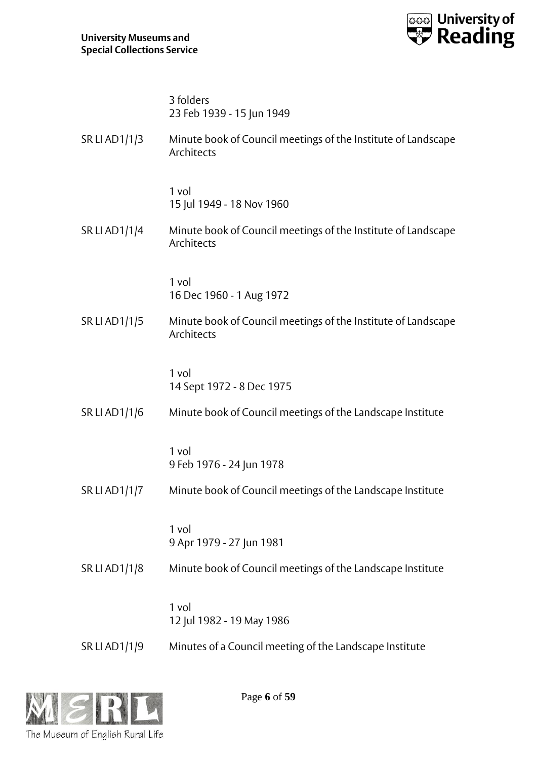3 folders
23 Feb 1939 - 15 Jun 1949

SR LI AD1/1/3 Minute book of Council meetings of the Institute of Landscape Architects

1 vol
15 Jul 1949 - 18 Nov 1960

SR LI AD1/1/4 Minute book of Council meetings of the Institute of Landscape Architects

1 vol
16 Dec 1960 - 1 Aug 1972

SR LI AD1/1/5 Minute book of Council meetings of the Institute of Landscape Architects

1 vol
14 Sept 1972 - 8 Dec 1975

SR LI AD1/1/6 Minute book of Council meetings of the Landscape Institute

1 vol
9 Feb 1976 - 24 Jun 1978

SR LI AD1/1/7 Minute book of Council meetings of the Landscape Institute

1 vol
9 Apr 1979 - 27 Jun 1981

SR LI AD1/1/8 Minute book of Council meetings of the Landscape Institute

1 vol
12 Jul 1982 - 19 May 1986

SR LI AD1/1/9 Minutes of a Council meeting of the Landscape Institute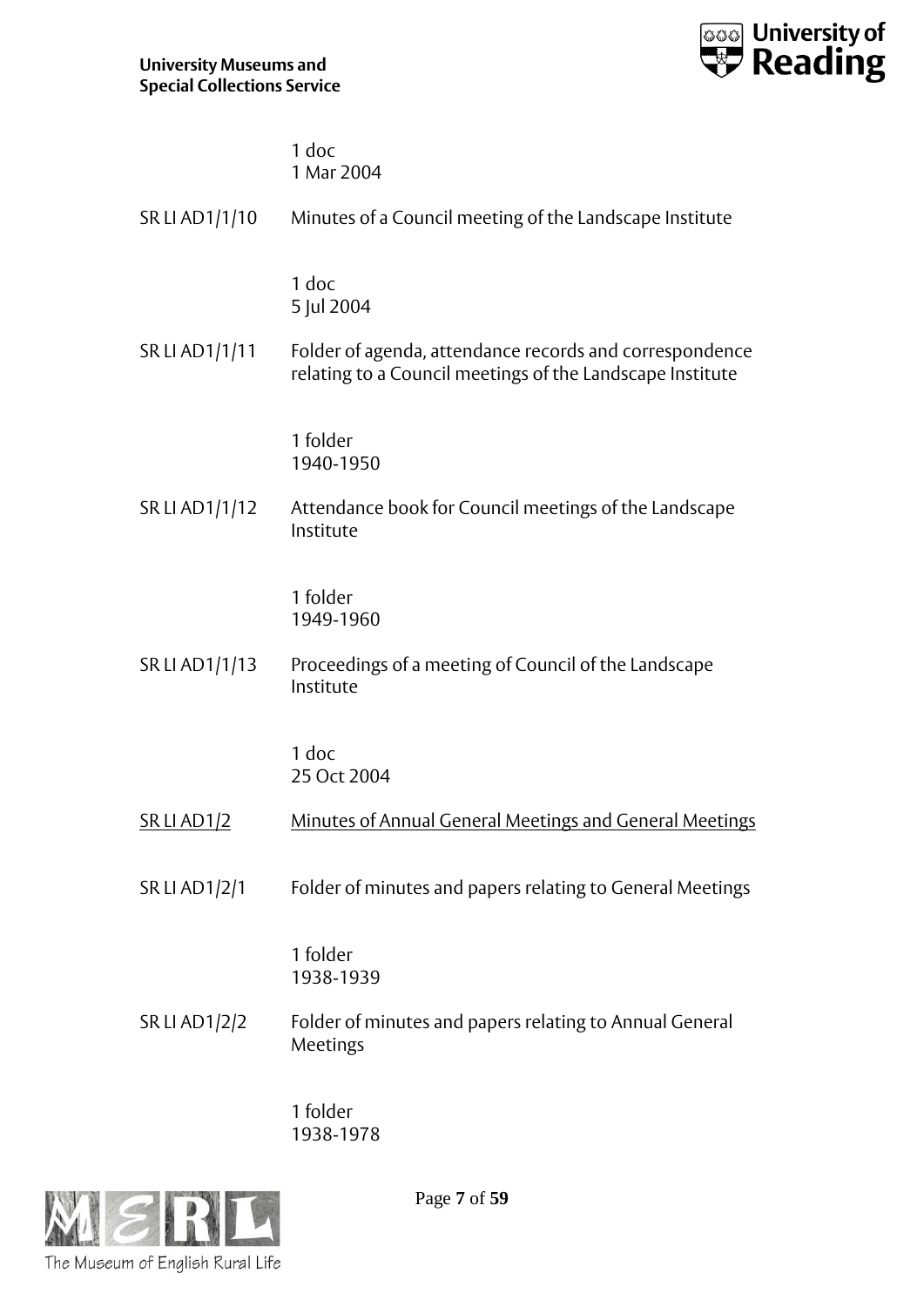1 doc
1 Mar 2004

SR LI AD1/1/10 Minutes of a Council meeting of the Landscape Institute

1 doc
5 Jul 2004

SR LI AD1/1/11 Folder of agenda, attendance records and correspondence relating to a Council meetings of the Landscape Institute

1 folder
1940-1950

SR LI AD1/1/12 Attendance book for Council meetings of the Landscape Institute

1 folder
1949-1960

SR LI AD1/1/13 Proceedings of a meeting of Council of the Landscape Institute

1 doc
25 Oct 2004

<u>SR LI AD1/2</u> <u>Minutes of Annual General Meetings and General Meetings</u>

SR LI AD1/2/1 Folder of minutes and papers relating to General Meetings

1 folder
1938-1939

SR LI AD1/2/2 Folder of minutes and papers relating to Annual General Meetings

1 folder
1938-1978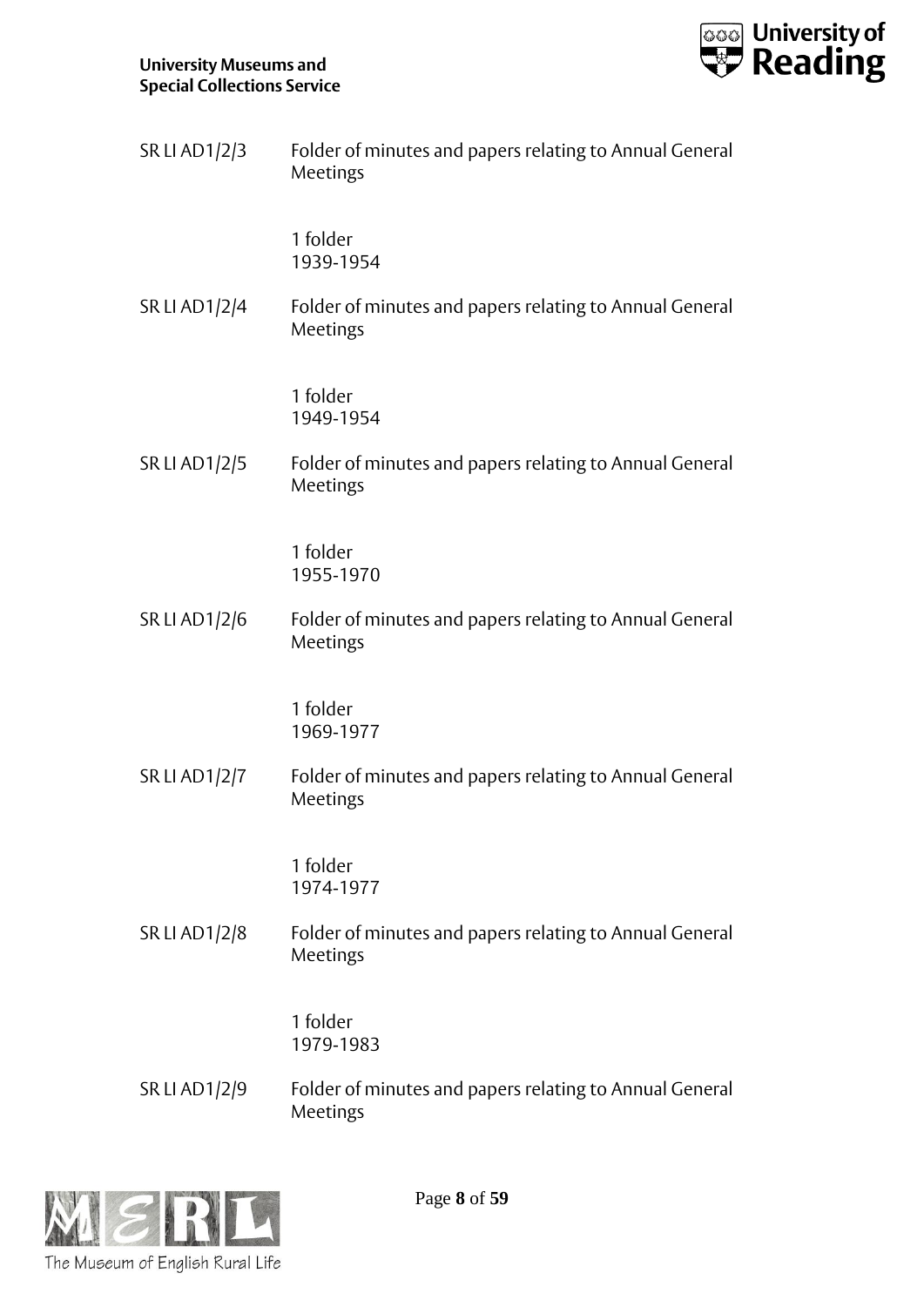SR LI AD1/2/3 Folder of minutes and papers relating to Annual General Meetings

1 folder
1939-1954

SR LI AD1/2/4 Folder of minutes and papers relating to Annual General Meetings

1 folder
1949-1954

SR LI AD1/2/5 Folder of minutes and papers relating to Annual General Meetings

1 folder
1955-1970

SR LI AD1/2/6 Folder of minutes and papers relating to Annual General Meetings

1 folder
1969-1977

SR LI AD1/2/7 Folder of minutes and papers relating to Annual General Meetings

1 folder
1974-1977

SR LI AD1/2/8 Folder of minutes and papers relating to Annual General Meetings

1 folder
1979-1983

SR LI AD1/2/9 Folder of minutes and papers relating to Annual General Meetings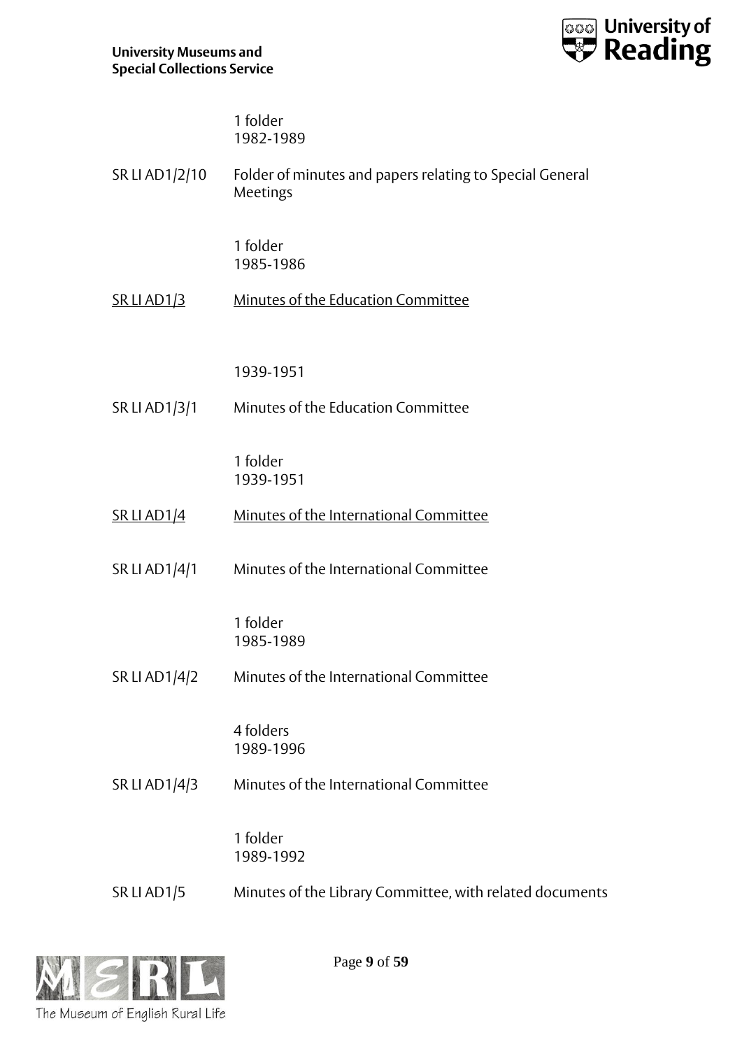1 folder
1982-1989

SR LI AD1/2/10 Folder of minutes and papers relating to Special General Meetings

1 folder
1985-1986

<u>SR LI AD1/3</u> <u>Minutes of the Education Committee</u>

1939-1951

SR LI AD1/3/1 Minutes of the Education Committee

1 folder
1939-1951

<u>SR LI AD1/4</u> <u>Minutes of the International Committee</u>

SR LI AD1/4/1 Minutes of the International Committee

1 folder
1985-1989

SR LI AD1/4/2 Minutes of the International Committee

4 folders
1989-1996

SR LI AD1/4/3 Minutes of the International Committee

1 folder
1989-1992

SR LI AD1/5 Minutes of the Library Committee, with related documents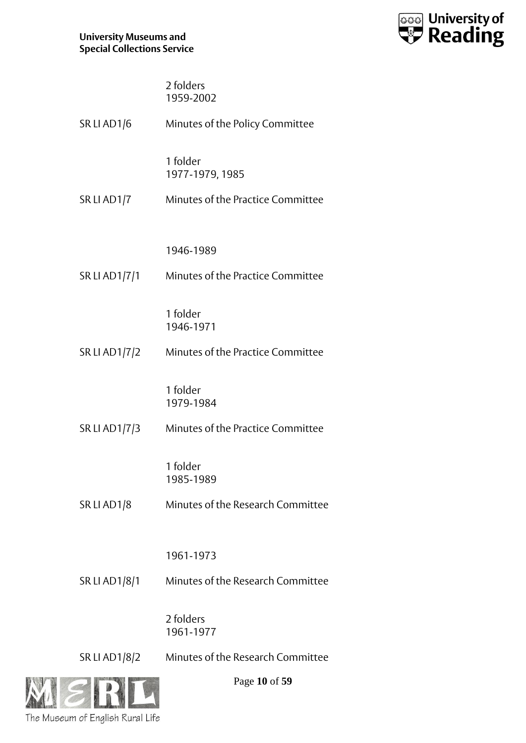2 folders
1959-2002

SR LI AD1/6 Minutes of the Policy Committee

1 folder
1977-1979, 1985

SR LI AD1/7 Minutes of the Practice Committee

1946-1989

SR LI AD1/7/1 Minutes of the Practice Committee

1 folder
1946-1971

SR LI AD1/7/2 Minutes of the Practice Committee

1 folder
1979-1984

SR LI AD1/7/3 Minutes of the Practice Committee

1 folder
1985-1989

SR LI AD1/8 Minutes of the Research Committee

1961-1973

SR LI AD1/8/1 Minutes of the Research Committee

2 folders
1961-1977

SR LI AD1/8/2 Minutes of the Research Committee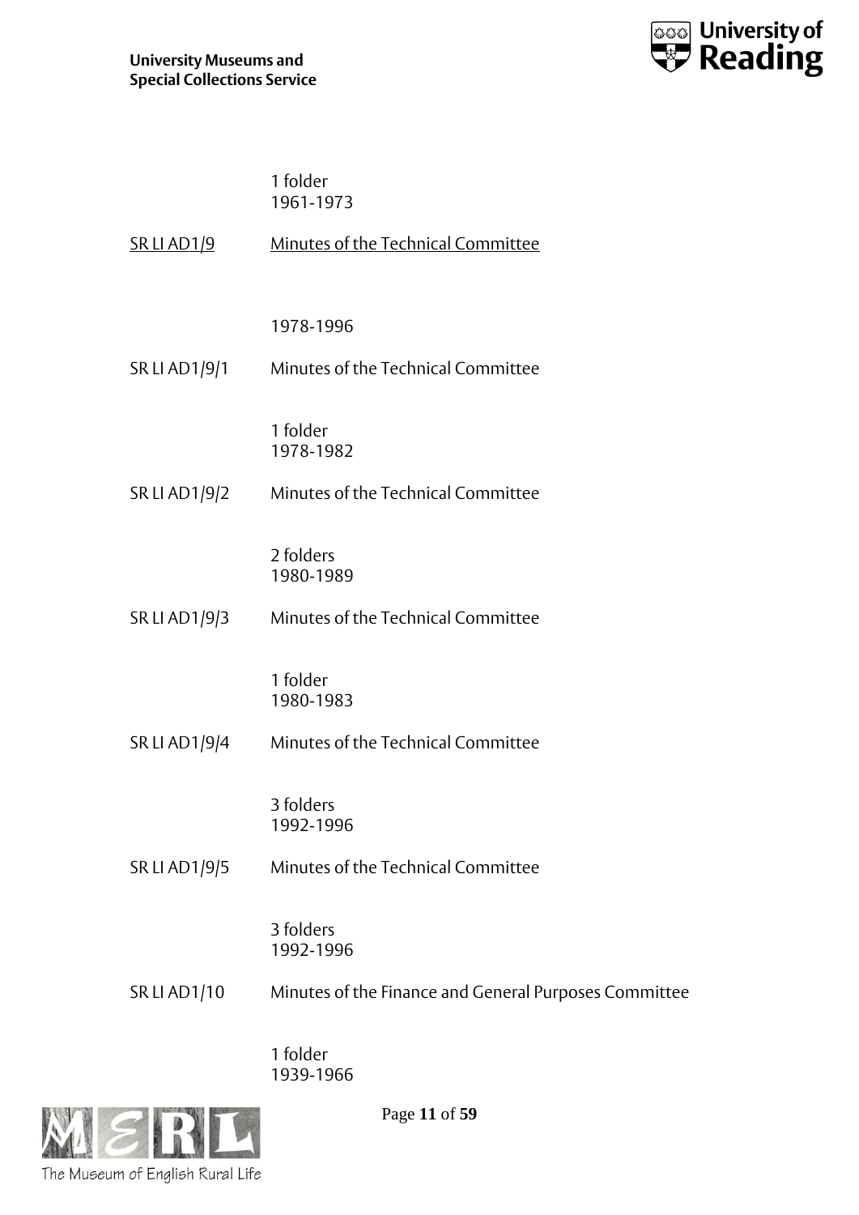1 folder
1961-1973

<u>SR LI AD1/9</u> <u>Minutes of the Technical Committee</u>

1978-1996

SR LI AD1/9/1 Minutes of the Technical Committee

1 folder
1978-1982

SR LI AD1/9/2 Minutes of the Technical Committee

2 folders
1980-1989

SR LI AD1/9/3 Minutes of the Technical Committee

1 folder
1980-1983

SR LI AD1/9/4 Minutes of the Technical Committee

3 folders
1992-1996

SR LI AD1/9/5 Minutes of the Technical Committee

3 folders
1992-1996

SR LI AD1/10 Minutes of the Finance and General Purposes Committee

1 folder
1939-1966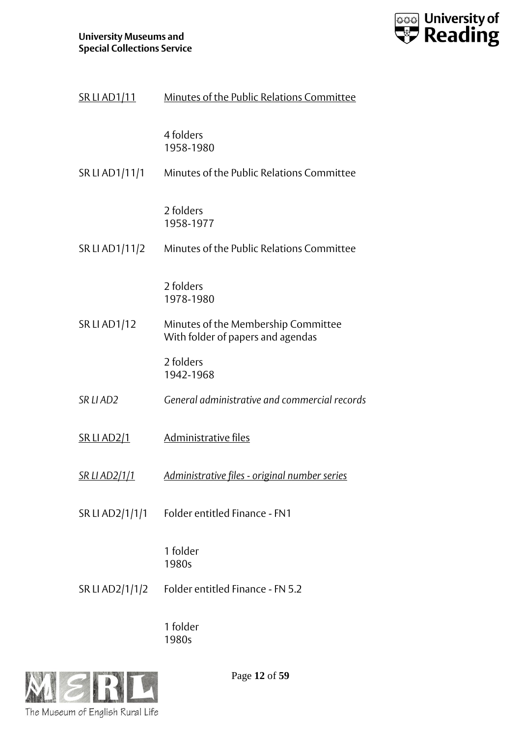<u>SR LI AD1/11</u> <u>Minutes of the Public Relations Committee</u>

4 folders
1958-1980

SR LI AD1/11/1 Minutes of the Public Relations Committee

2 folders
1958-1977

SR LI AD1/11/2 Minutes of the Public Relations Committee

2 folders
1978-1980

SR LI AD1/12 Minutes of the Membership Committee
With folder of papers and agendas

2 folders
1942-1968

*SR LI AD2* *General administrative and commercial records*

<u>SR LI AD2/1</u> <u>Administrative files</u>

*<u>SR LI AD2/1/1</u>* *<u>Administrative files - original number series</u>*

SR LI AD2/1/1/1 Folder entitled Finance - FN1

1 folder
1980s

SR LI AD2/1/1/2 Folder entitled Finance - FN 5.2

1 folder
1980s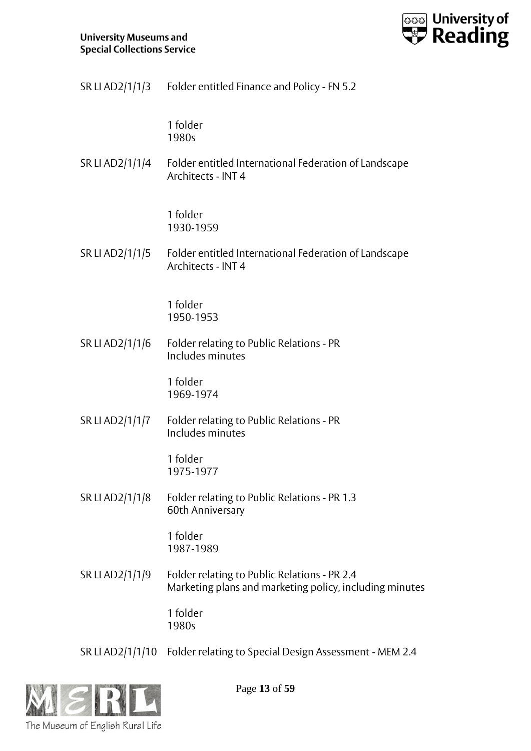SR LI AD2/1/1/3 Folder entitled Finance and Policy - FN 5.2

1 folder
1980s

SR LI AD2/1/1/4 Folder entitled International Federation of Landscape Architects - INT 4

1 folder
1930-1959

SR LI AD2/1/1/5 Folder entitled International Federation of Landscape Architects - INT 4

1 folder
1950-1953

SR LI AD2/1/1/6 Folder relating to Public Relations - PR
Includes minutes

1 folder
1969-1974

SR LI AD2/1/1/7 Folder relating to Public Relations - PR
Includes minutes

1 folder
1975-1977

SR LI AD2/1/1/8 Folder relating to Public Relations - PR 1.3
60th Anniversary

1 folder
1987-1989

SR LI AD2/1/1/9 Folder relating to Public Relations - PR 2.4
Marketing plans and marketing policy, including minutes

1 folder
1980s

SR LI AD2/1/1/10 Folder relating to Special Design Assessment - MEM 2.4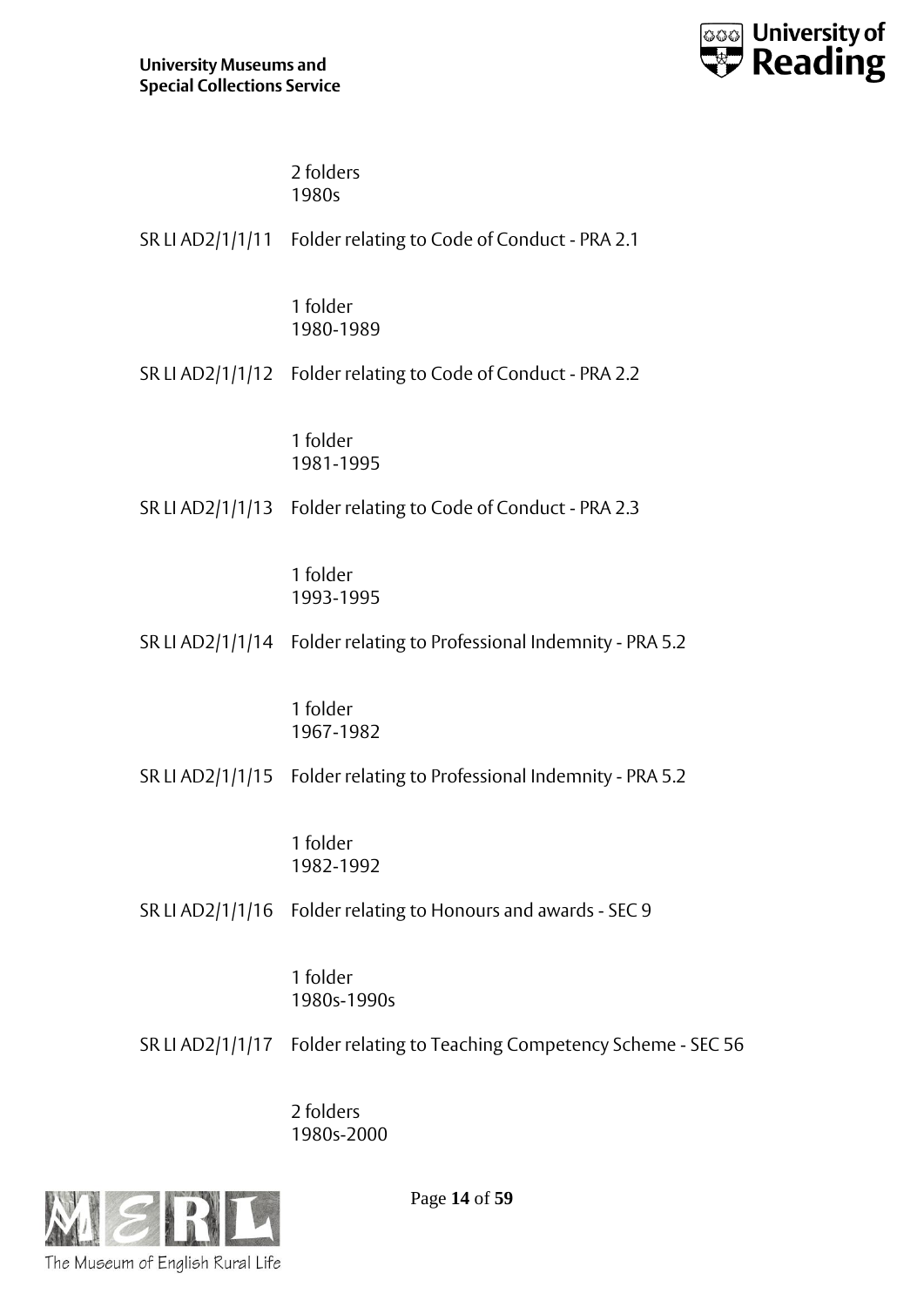2 folders
1980s

SR LI AD2/1/1/11 Folder relating to Code of Conduct - PRA 2.1

1 folder
1980-1989

SR LI AD2/1/1/12 Folder relating to Code of Conduct - PRA 2.2

1 folder
1981-1995

SR LI AD2/1/1/13 Folder relating to Code of Conduct - PRA 2.3

1 folder
1993-1995

SR LI AD2/1/1/14 Folder relating to Professional Indemnity - PRA 5.2

1 folder
1967-1982

SR LI AD2/1/1/15 Folder relating to Professional Indemnity - PRA 5.2

1 folder
1982-1992

SR LI AD2/1/1/16 Folder relating to Honours and awards - SEC 9

1 folder
1980s-1990s

SR LI AD2/1/1/17 Folder relating to Teaching Competency Scheme - SEC 56

2 folders
1980s-2000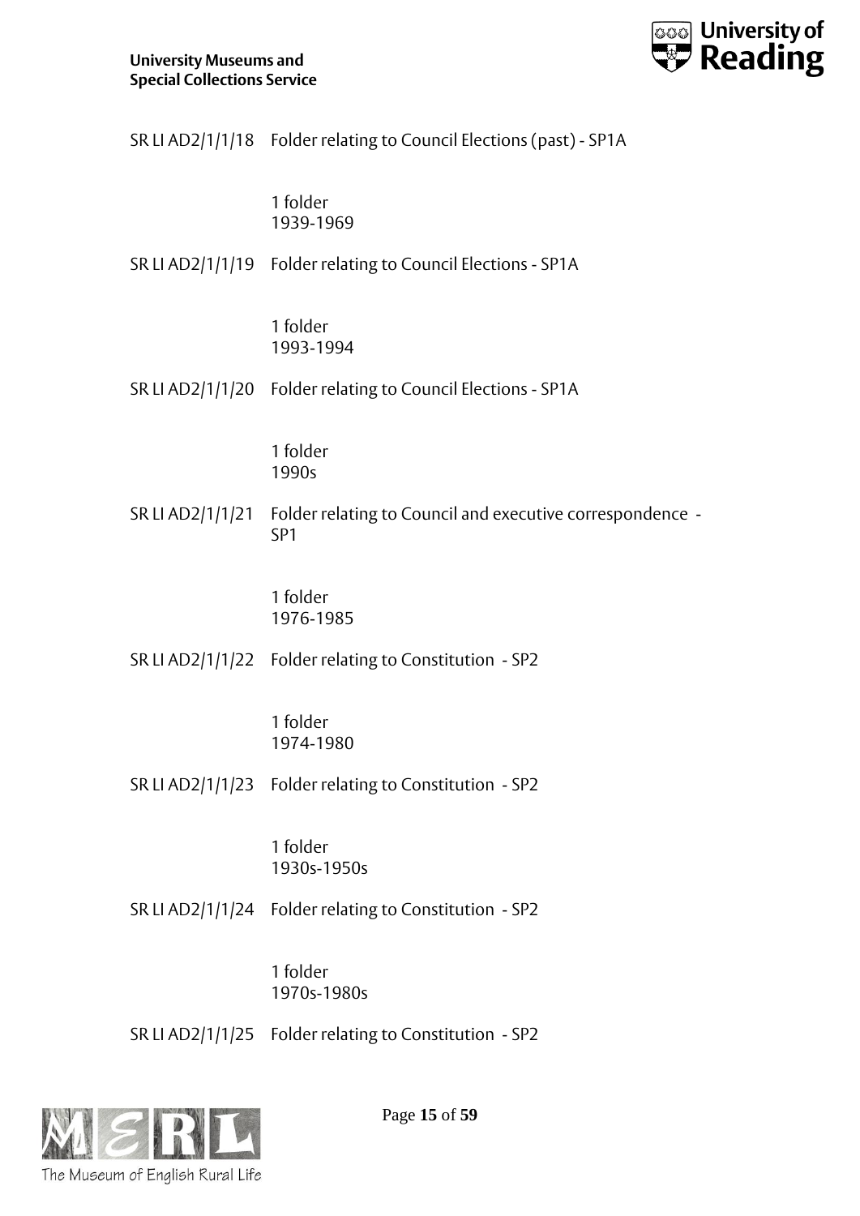SR LI AD2/1/1/18 Folder relating to Council Elections (past) - SP1A

1 folder
1939-1969

SR LI AD2/1/1/19 Folder relating to Council Elections - SP1A

1 folder
1993-1994

SR LI AD2/1/1/20 Folder relating to Council Elections - SP1A

1 folder
1990s

SR LI AD2/1/1/21 Folder relating to Council and executive correspondence - SP1

1 folder
1976-1985

SR LI AD2/1/1/22 Folder relating to Constitution - SP2

1 folder
1974-1980

SR LI AD2/1/1/23 Folder relating to Constitution - SP2

1 folder
1930s-1950s

SR LI AD2/1/1/24 Folder relating to Constitution - SP2

1 folder
1970s-1980s

SR LI AD2/1/1/25 Folder relating to Constitution - SP2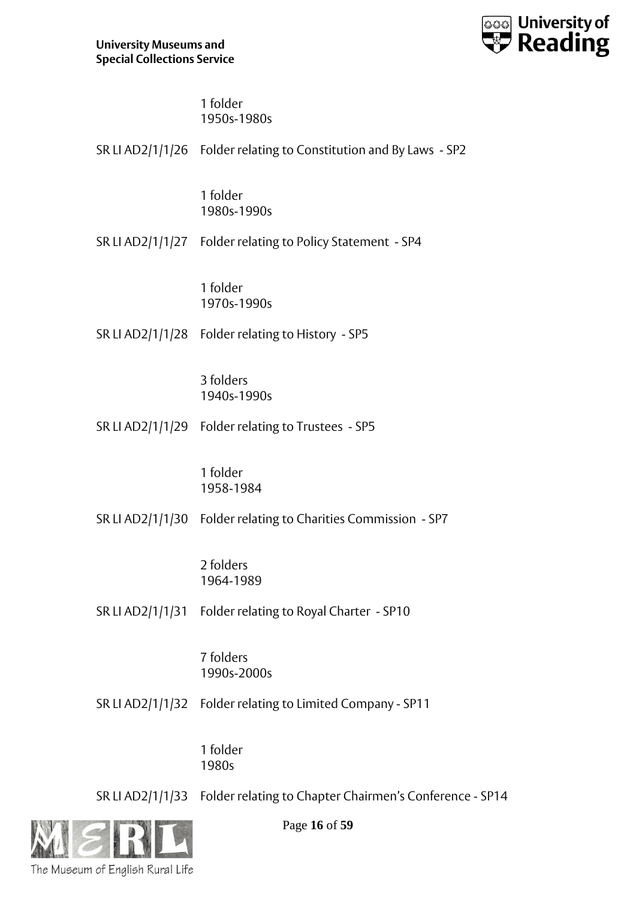1 folder
1950s-1980s

SR LI AD2/1/1/26 Folder relating to Constitution and By Laws - SP2

1 folder
1980s-1990s

SR LI AD2/1/1/27 Folder relating to Policy Statement - SP4

1 folder
1970s-1990s

SR LI AD2/1/1/28 Folder relating to History - SP5

3 folders
1940s-1990s

SR LI AD2/1/1/29 Folder relating to Trustees - SP5

1 folder
1958-1984

SR LI AD2/1/1/30 Folder relating to Charities Commission - SP7

2 folders
1964-1989

SR LI AD2/1/1/31 Folder relating to Royal Charter - SP10

7 folders
1990s-2000s

SR LI AD2/1/1/32 Folder relating to Limited Company - SP11

1 folder
1980s

SR LI AD2/1/1/33 Folder relating to Chapter Chairmen's Conference - SP14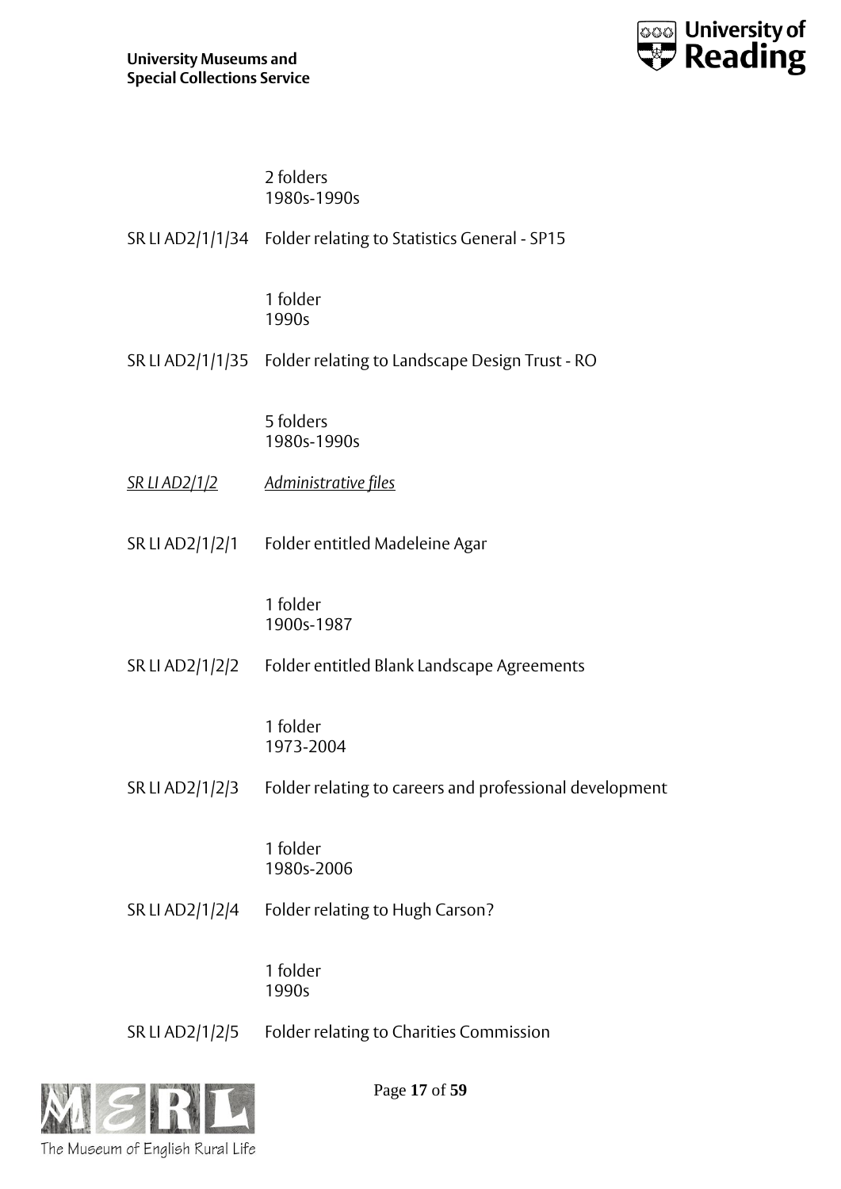2 folders
1980s-1990s

SR LI AD2/1/1/34 Folder relating to Statistics General - SP15

1 folder
1990s

SR LI AD2/1/1/35 Folder relating to Landscape Design Trust - RO

5 folders
1980s-1990s

*SR LI AD2/1/2* *Administrative files*

SR LI AD2/1/2/1 Folder entitled Madeleine Agar

1 folder
1900s-1987

SR LI AD2/1/2/2 Folder entitled Blank Landscape Agreements

1 folder
1973-2004

SR LI AD2/1/2/3 Folder relating to careers and professional development

1 folder
1980s-2006

SR LI AD2/1/2/4 Folder relating to Hugh Carson?

1 folder
1990s

SR LI AD2/1/2/5 Folder relating to Charities Commission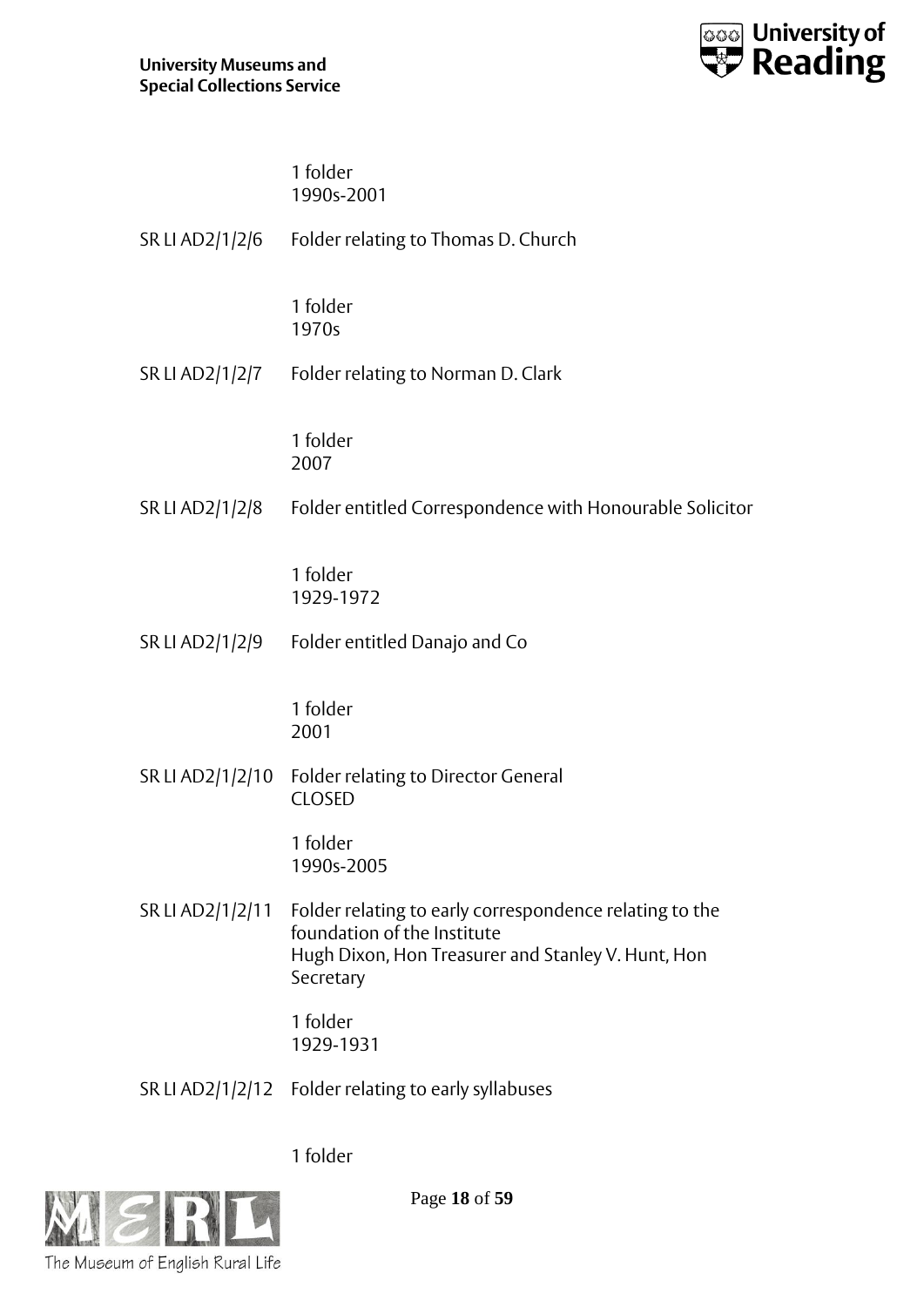1 folder
1990s-2001

SR LI AD2/1/2/6 Folder relating to Thomas D. Church

1 folder
1970s

SR LI AD2/1/2/7 Folder relating to Norman D. Clark

1 folder
2007

SR LI AD2/1/2/8 Folder entitled Correspondence with Honourable Solicitor

1 folder
1929-1972

SR LI AD2/1/2/9 Folder entitled Danajo and Co

1 folder
2001

SR LI AD2/1/2/10 Folder relating to Director General
CLOSED

1 folder
1990s-2005

SR LI AD2/1/2/11 Folder relating to early correspondence relating to the foundation of the Institute
Hugh Dixon, Hon Treasurer and Stanley V. Hunt, Hon Secretary

1 folder
1929-1931

SR LI AD2/1/2/12 Folder relating to early syllabuses

1 folder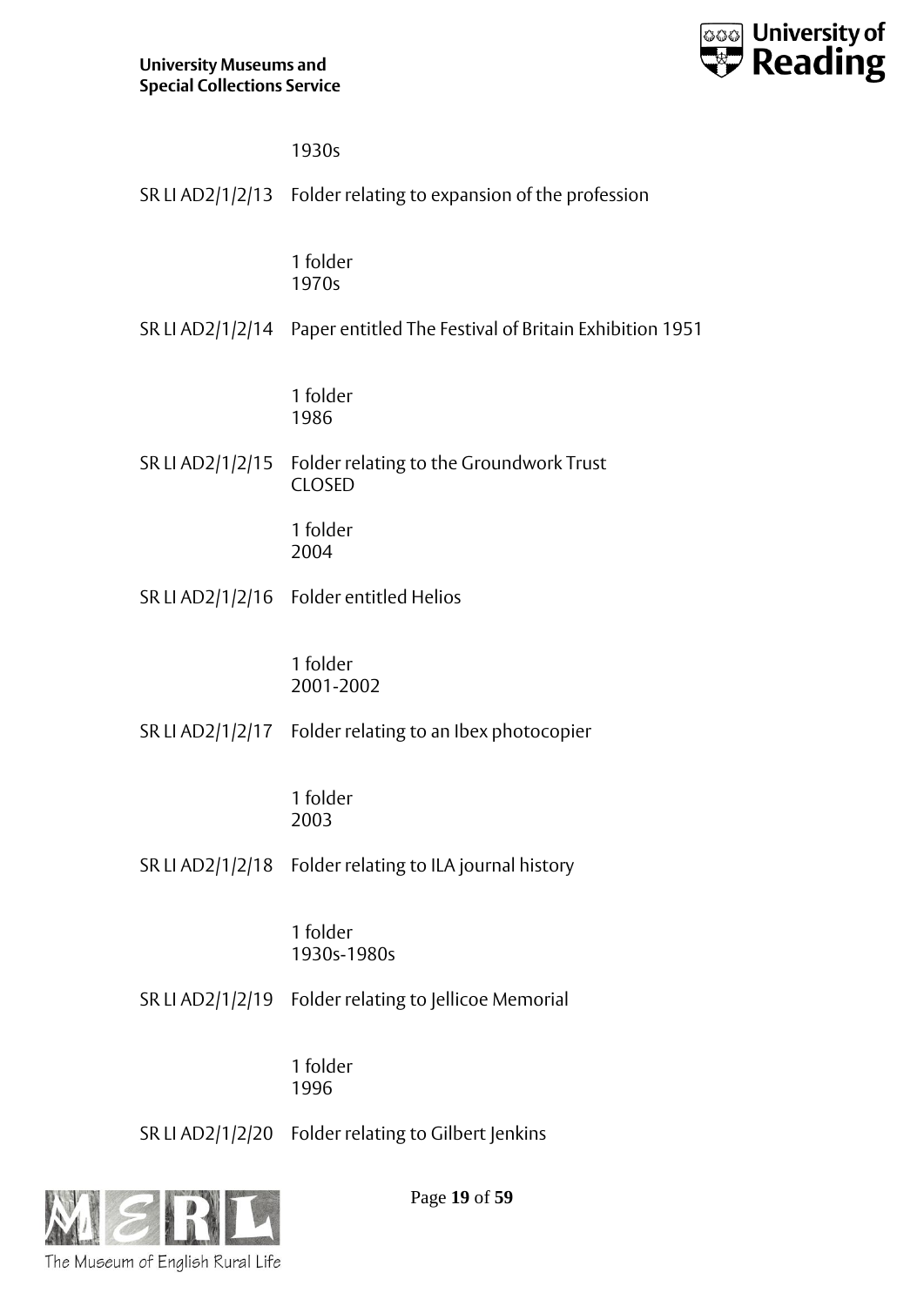1930s

SR LI AD2/1/2/13 Folder relating to expansion of the profession

1 folder
1970s

SR LI AD2/1/2/14 Paper entitled The Festival of Britain Exhibition 1951

1 folder
1986

SR LI AD2/1/2/15 Folder relating to the Groundwork Trust
CLOSED

1 folder
2004

SR LI AD2/1/2/16 Folder entitled Helios

1 folder
2001-2002

SR LI AD2/1/2/17 Folder relating to an Ibex photocopier

1 folder
2003

SR LI AD2/1/2/18 Folder relating to ILA journal history

1 folder
1930s-1980s

SR LI AD2/1/2/19 Folder relating to Jellicoe Memorial

1 folder
1996

SR LI AD2/1/2/20 Folder relating to Gilbert Jenkins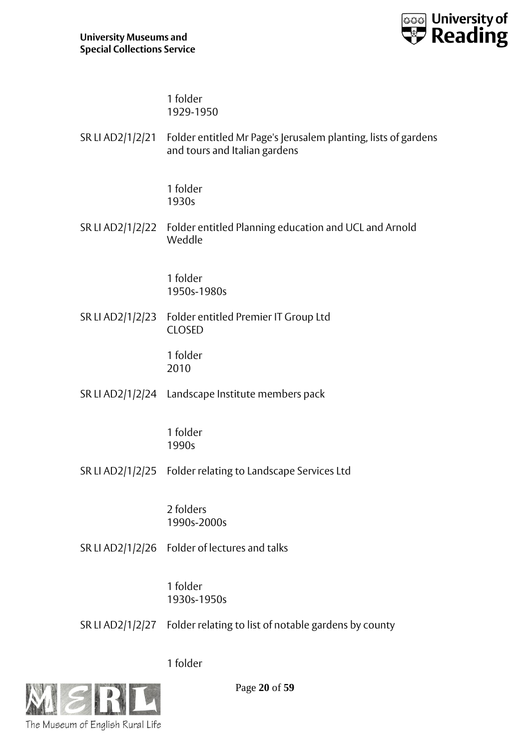1 folder
1929-1950

SR LI AD2/1/2/21 Folder entitled Mr Page's Jerusalem planting, lists of gardens and tours and Italian gardens

1 folder
1930s

SR LI AD2/1/2/22 Folder entitled Planning education and UCL and Arnold Weddle

1 folder
1950s-1980s

SR LI AD2/1/2/23 Folder entitled Premier IT Group Ltd
CLOSED

1 folder
2010

SR LI AD2/1/2/24 Landscape Institute members pack

1 folder
1990s

SR LI AD2/1/2/25 Folder relating to Landscape Services Ltd

2 folders
1990s-2000s

SR LI AD2/1/2/26 Folder of lectures and talks

1 folder
1930s-1950s

SR LI AD2/1/2/27 Folder relating to list of notable gardens by county

1 folder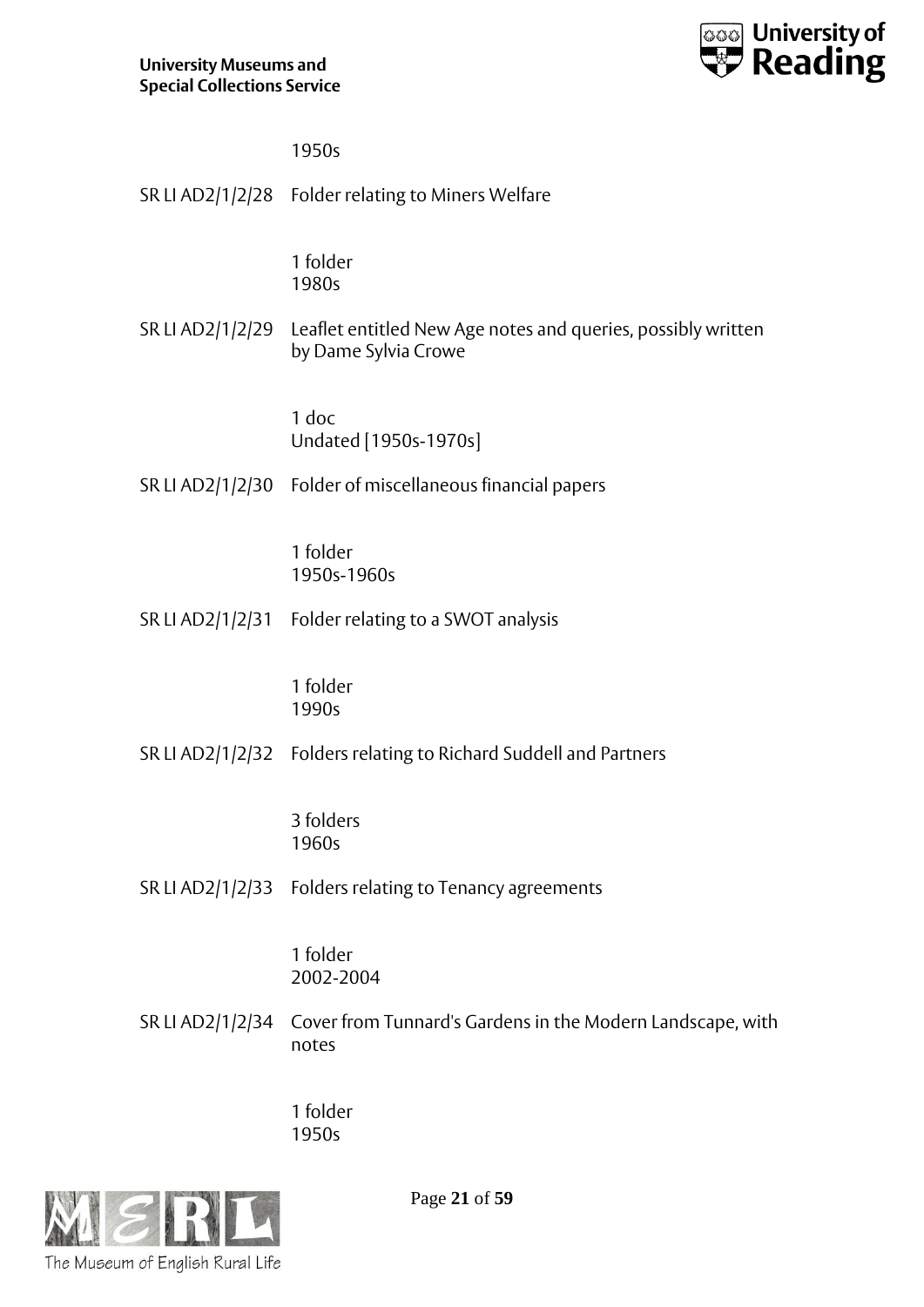1950s

SR LI AD2/1/2/28 Folder relating to Miners Welfare

1 folder
1980s

SR LI AD2/1/2/29 Leaflet entitled New Age notes and queries, possibly written by Dame Sylvia Crowe

1 doc
Undated [1950s-1970s]

SR LI AD2/1/2/30 Folder of miscellaneous financial papers

1 folder
1950s-1960s

SR LI AD2/1/2/31 Folder relating to a SWOT analysis

1 folder
1990s

SR LI AD2/1/2/32 Folders relating to Richard Suddell and Partners

3 folders
1960s

SR LI AD2/1/2/33 Folders relating to Tenancy agreements

1 folder
2002-2004

SR LI AD2/1/2/34 Cover from Tunnard's Gardens in the Modern Landscape, with notes

1 folder
1950s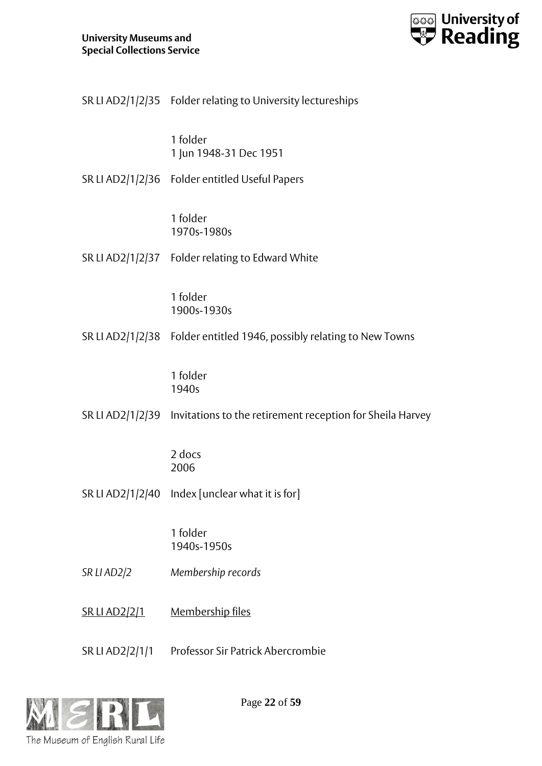SR LI AD2/1/2/35 Folder relating to University lectureships

1 folder
1 Jun 1948-31 Dec 1951

SR LI AD2/1/2/36 Folder entitled Useful Papers

1 folder
1970s-1980s

SR LI AD2/1/2/37 Folder relating to Edward White

1 folder
1900s-1930s

SR LI AD2/1/2/38 Folder entitled 1946, possibly relating to New Towns

1 folder
1940s

SR LI AD2/1/2/39 Invitations to the retirement reception for Sheila Harvey

2 docs
2006

SR LI AD2/1/2/40 Index [unclear what it is for]

1 folder
1940s-1950s

*SR LI AD2/2* *Membership records*

<u>SR LI AD2/2/1</u> <u>Membership files</u>

SR LI AD2/2/1/1 Professor Sir Patrick Abercrombie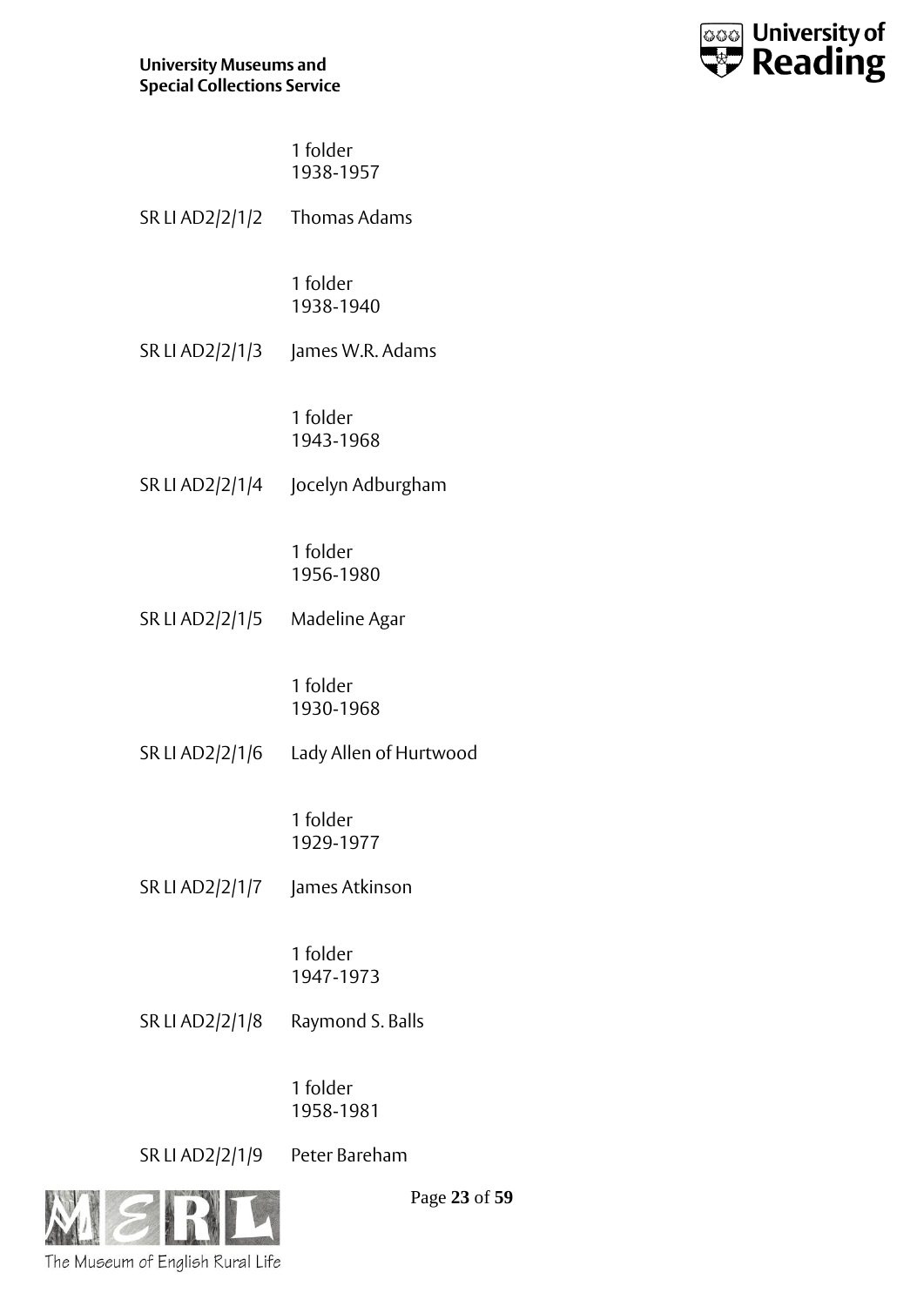1 folder
1938-1957

SR LI AD2/2/1/2 Thomas Adams

1 folder
1938-1940

SR LI AD2/2/1/3 James W.R. Adams

1 folder
1943-1968

SR LI AD2/2/1/4 Jocelyn Adburgham

1 folder
1956-1980

SR LI AD2/2/1/5 Madeline Agar

1 folder
1930-1968

SR LI AD2/2/1/6 Lady Allen of Hurtwood

1 folder
1929-1977

SR LI AD2/2/1/7 James Atkinson

1 folder
1947-1973

SR LI AD2/2/1/8 Raymond S. Balls

1 folder
1958-1981

SR LI AD2/2/1/9 Peter Bareham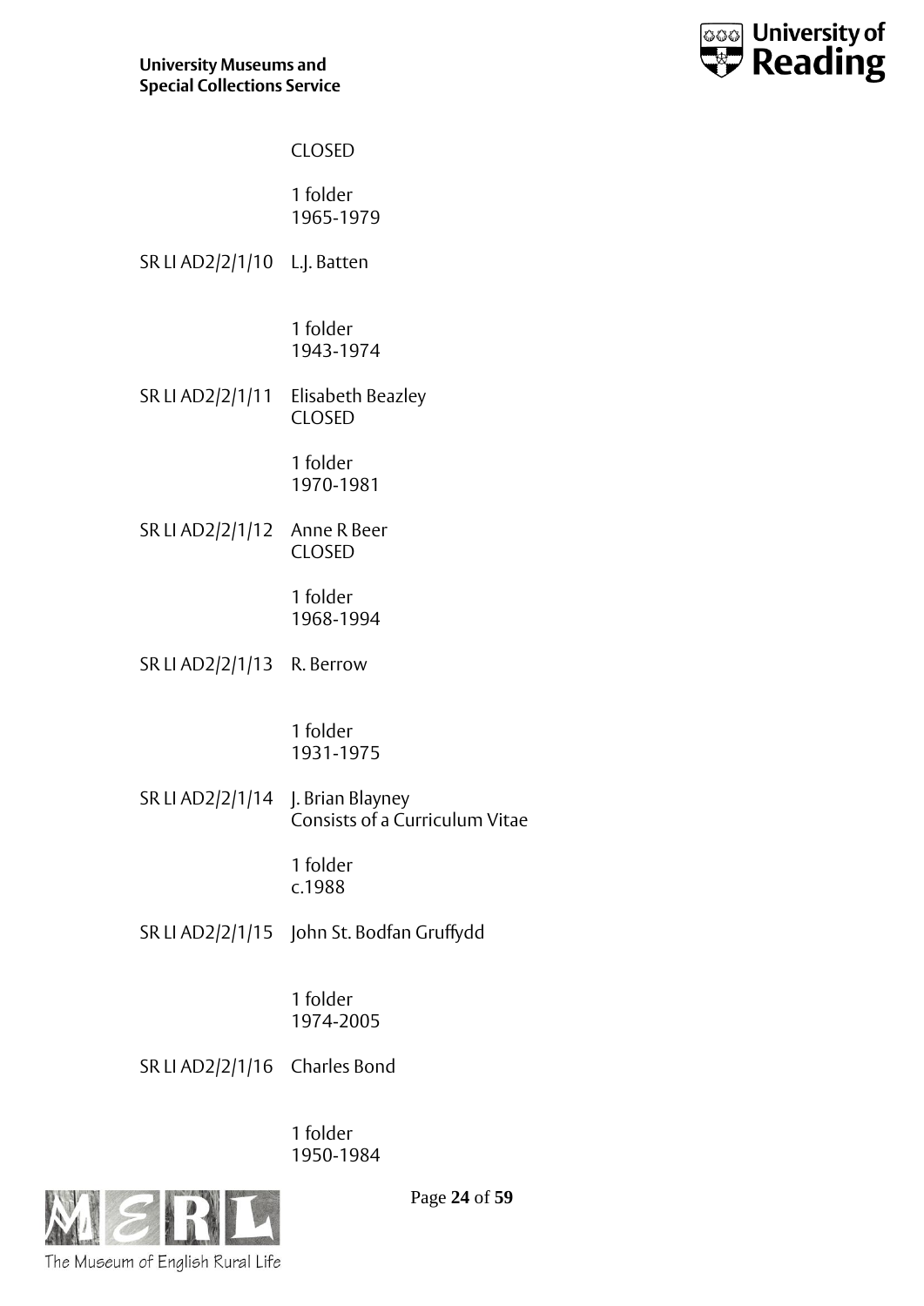CLOSED

1 folder
1965-1979

SR LI AD2/2/1/10 L.J. Batten

1 folder
1943-1974

SR LI AD2/2/1/11 Elisabeth Beazley
CLOSED

1 folder
1970-1981

SR LI AD2/2/1/12 Anne R Beer
CLOSED

1 folder
1968-1994

SR LI AD2/2/1/13 R. Berrow

1 folder
1931-1975

SR LI AD2/2/1/14 J. Brian Blayney
Consists of a Curriculum Vitae

1 folder
c.1988

SR LI AD2/2/1/15 John St. Bodfan Gruffydd

1 folder
1974-2005

SR LI AD2/2/1/16 Charles Bond

1 folder
1950-1984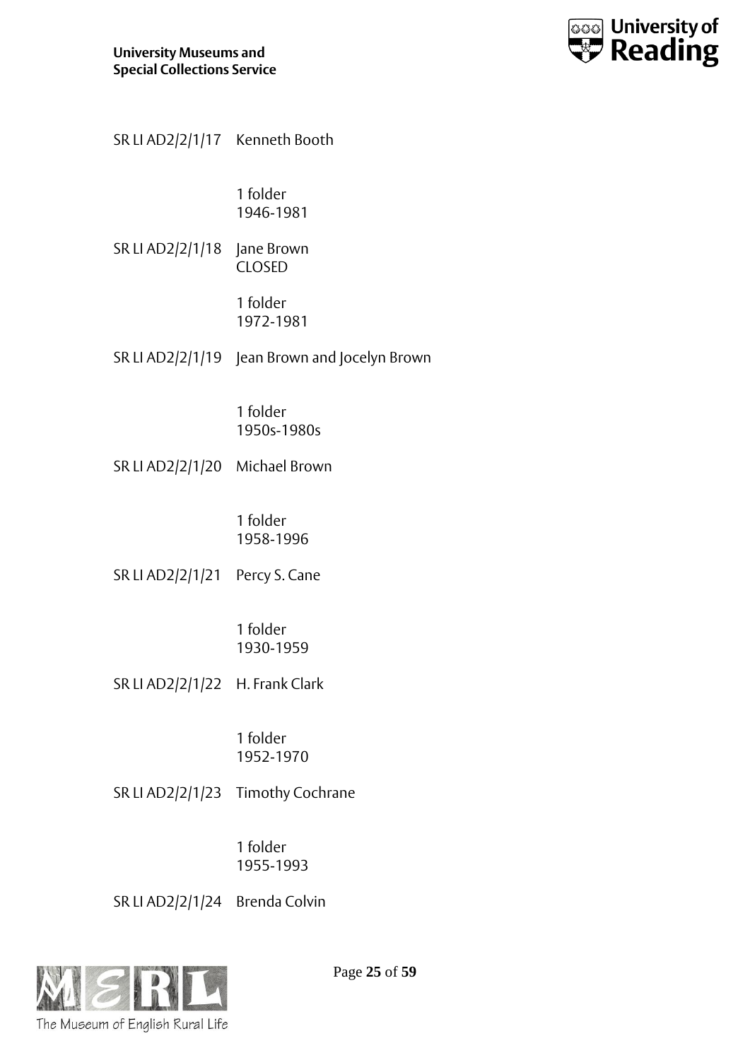SR LI AD2/2/1/17 Kenneth Booth

1 folder
1946-1981

SR LI AD2/2/1/18 Jane Brown
CLOSED

1 folder
1972-1981

SR LI AD2/2/1/19 Jean Brown and Jocelyn Brown

1 folder
1950s-1980s

SR LI AD2/2/1/20 Michael Brown

1 folder
1958-1996

SR LI AD2/2/1/21 Percy S. Cane

1 folder
1930-1959

SR LI AD2/2/1/22 H. Frank Clark

1 folder
1952-1970

SR LI AD2/2/1/23 Timothy Cochrane

1 folder
1955-1993

SR LI AD2/2/1/24 Brenda Colvin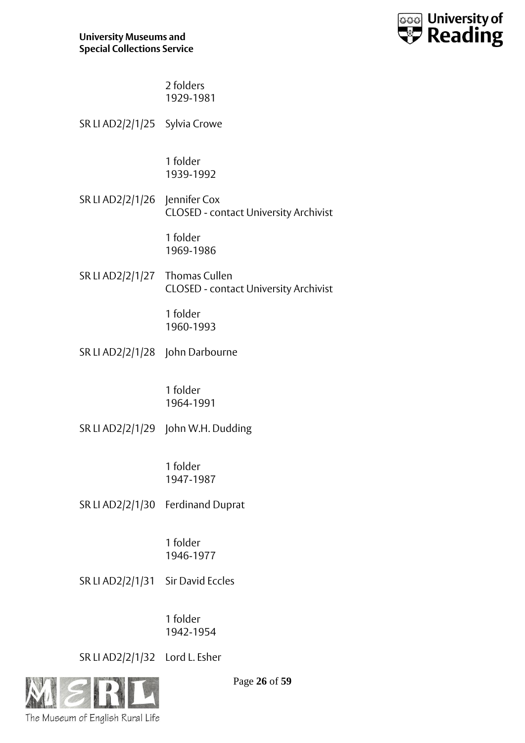2 folders
1929-1981

SR LI AD2/2/1/25 Sylvia Crowe

1 folder
1939-1992

SR LI AD2/2/1/26 Jennifer Cox
CLOSED - contact University Archivist

1 folder
1969-1986

SR LI AD2/2/1/27 Thomas Cullen
CLOSED - contact University Archivist

1 folder
1960-1993

SR LI AD2/2/1/28 John Darbourne

1 folder
1964-1991

SR LI AD2/2/1/29 John W.H. Dudding

1 folder
1947-1987

SR LI AD2/2/1/30 Ferdinand Duprat

1 folder
1946-1977

SR LI AD2/2/1/31 Sir David Eccles

1 folder
1942-1954

SR LI AD2/2/1/32 Lord L. Esher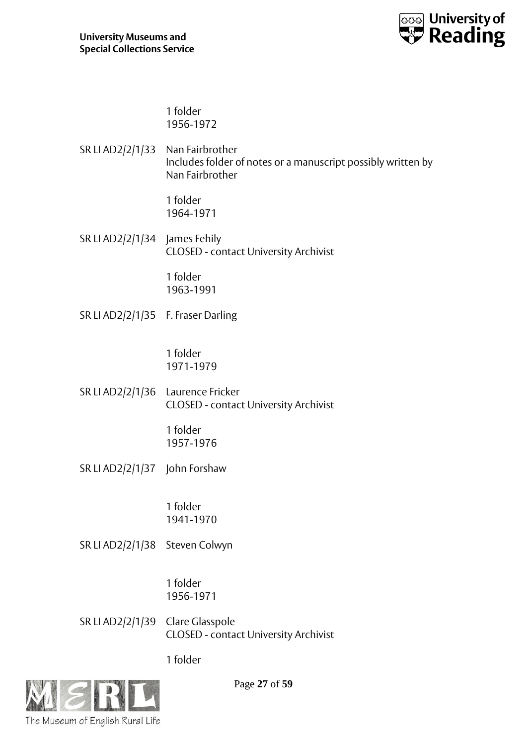1 folder
1956-1972

SR LI AD2/2/1/33 Nan Fairbrother
Includes folder of notes or a manuscript possibly written by Nan Fairbrother

1 folder
1964-1971

SR LI AD2/2/1/34 James Fehily
CLOSED - contact University Archivist

1 folder
1963-1991

SR LI AD2/2/1/35 F. Fraser Darling

1 folder
1971-1979

SR LI AD2/2/1/36 Laurence Fricker
CLOSED - contact University Archivist

1 folder
1957-1976

SR LI AD2/2/1/37 John Forshaw

1 folder
1941-1970

SR LI AD2/2/1/38 Steven Colwyn

1 folder
1956-1971

SR LI AD2/2/1/39 Clare Glasspole
CLOSED - contact University Archivist

1 folder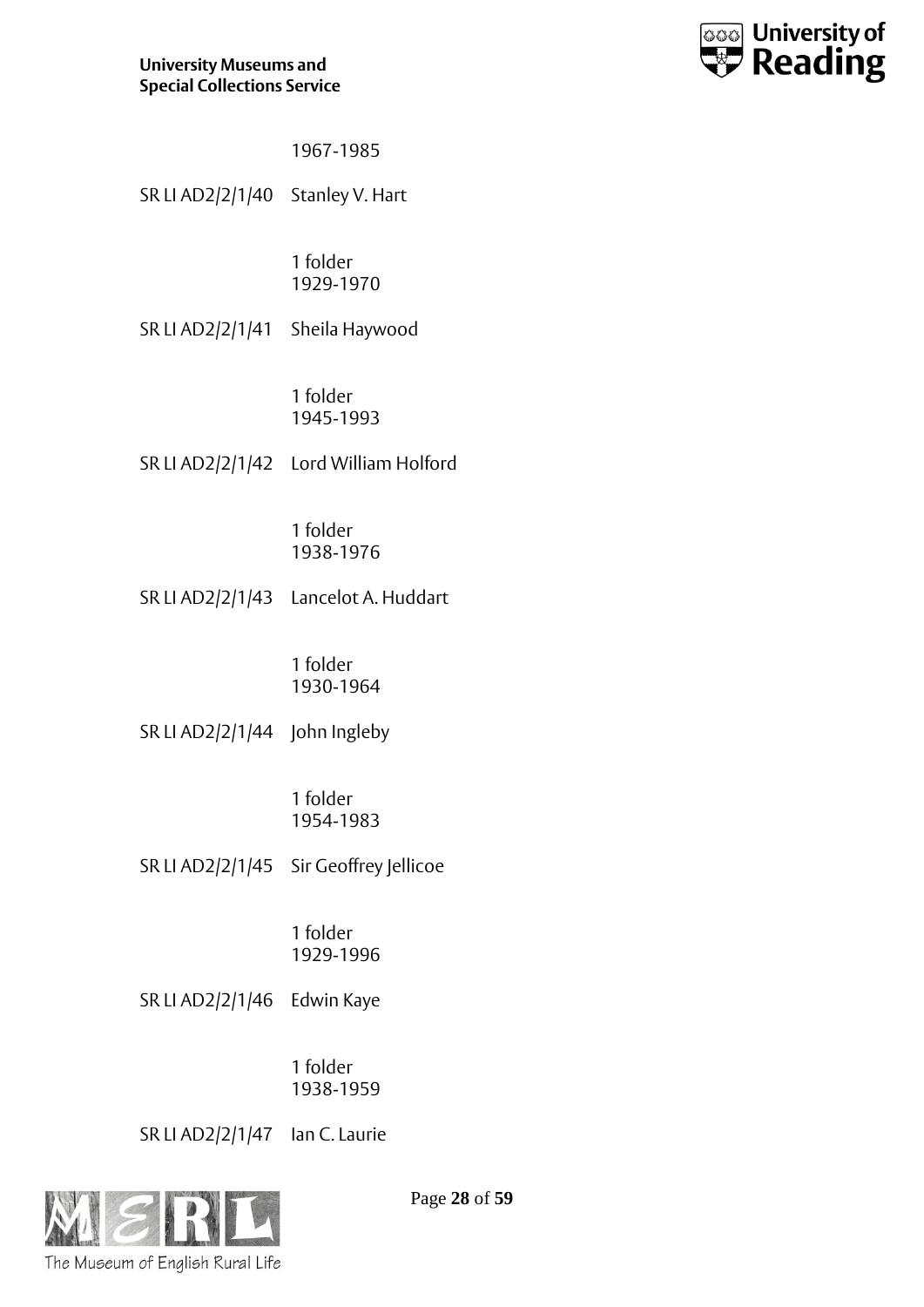1967-1985

SR LI AD2/2/1/40 Stanley V. Hart

1 folder
1929-1970

SR LI AD2/2/1/41 Sheila Haywood

1 folder
1945-1993

SR LI AD2/2/1/42 Lord William Holford

1 folder
1938-1976

SR LI AD2/2/1/43 Lancelot A. Huddart

1 folder
1930-1964

SR LI AD2/2/1/44 John Ingleby

1 folder
1954-1983

SR LI AD2/2/1/45 Sir Geoffrey Jellicoe

1 folder
1929-1996

SR LI AD2/2/1/46 Edwin Kaye

1 folder
1938-1959

SR LI AD2/2/1/47 Ian C. Laurie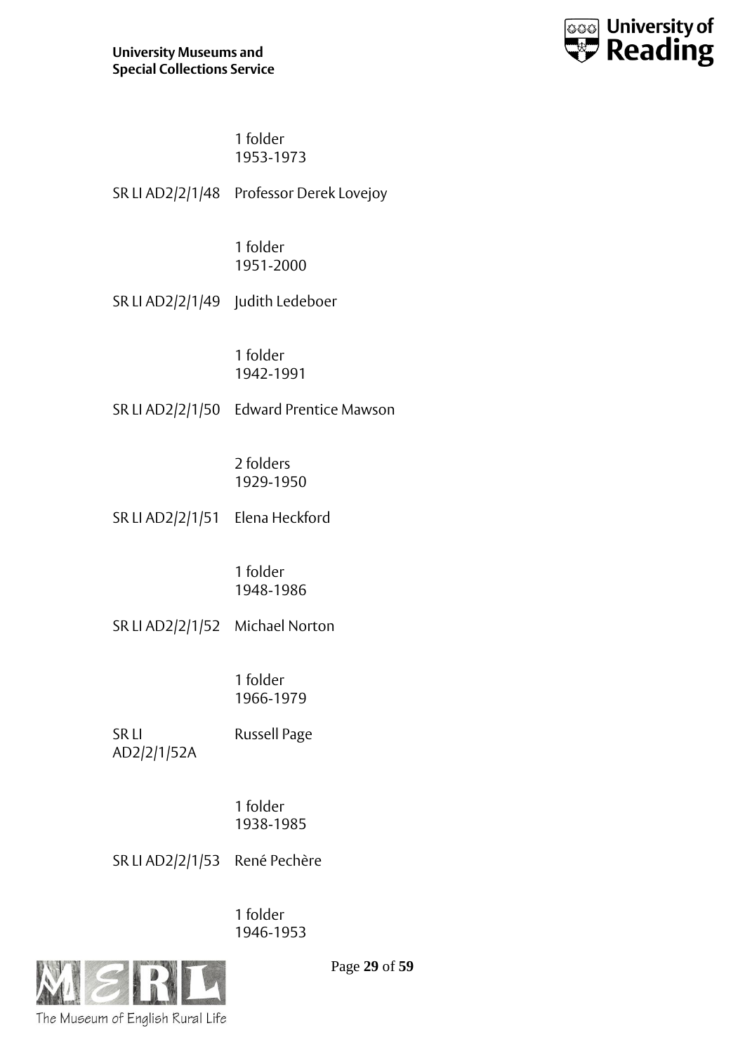1 folder
1953-1973

SR LI AD2/2/1/48 Professor Derek Lovejoy

1 folder
1951-2000

SR LI AD2/2/1/49 Judith Ledeboer

1 folder
1942-1991

SR LI AD2/2/1/50 Edward Prentice Mawson

2 folders
1929-1950

SR LI AD2/2/1/51 Elena Heckford

1 folder
1948-1986

SR LI AD2/2/1/52 Michael Norton

1 folder
1966-1979

SR LI AD2/2/1/52A Russell Page

1 folder
1938-1985

SR LI AD2/2/1/53 René Pechère

1 folder
1946-1953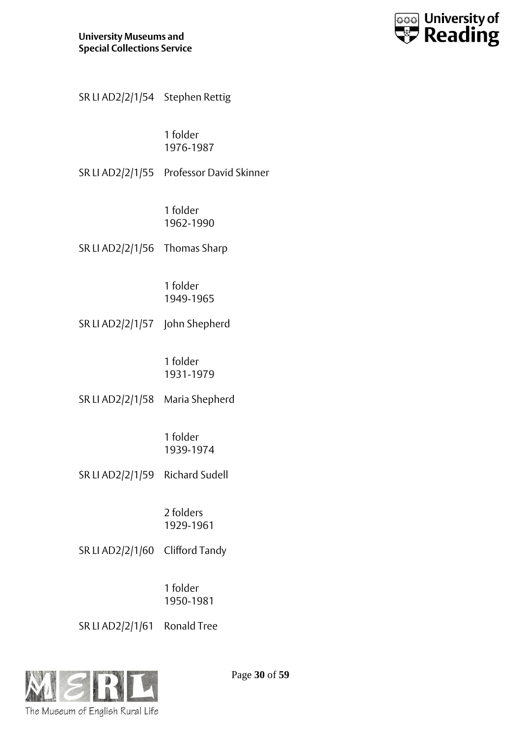SR LI AD2/2/1/54 Stephen Rettig

1 folder
1976-1987

SR LI AD2/2/1/55 Professor David Skinner

1 folder
1962-1990

SR LI AD2/2/1/56 Thomas Sharp

1 folder
1949-1965

SR LI AD2/2/1/57 John Shepherd

1 folder
1931-1979

SR LI AD2/2/1/58 Maria Shepherd

1 folder
1939-1974

SR LI AD2/2/1/59 Richard Sudell

2 folders
1929-1961

SR LI AD2/2/1/60 Clifford Tandy

1 folder
1950-1981

SR LI AD2/2/1/61 Ronald Tree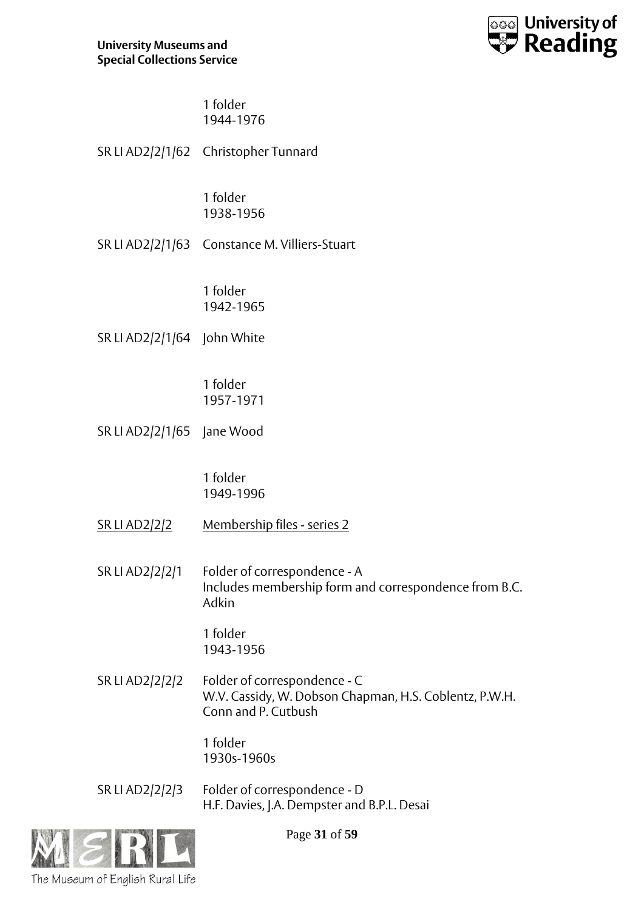1 folder
1944-1976

SR LI AD2/2/1/62 Christopher Tunnard

1 folder
1938-1956

SR LI AD2/2/1/63 Constance M. Villiers-Stuart

1 folder
1942-1965

SR LI AD2/2/1/64 John White

1 folder
1957-1971

SR LI AD2/2/1/65 Jane Wood

1 folder
1949-1996

SR LI AD2/2/2 Membership files - series 2

SR LI AD2/2/2/1 Folder of correspondence - A
Includes membership form and correspondence from B.C. Adkin

1 folder
1943-1956

SR LI AD2/2/2/2 Folder of correspondence - C
W.V. Cassidy, W. Dobson Chapman, H.S. Coblentz, P.W.H. Conn and P. Cutbush

1 folder
1930s-1960s

SR LI AD2/2/2/3 Folder of correspondence - D
H.F. Davies, J.A. Dempster and B.P.L. Desai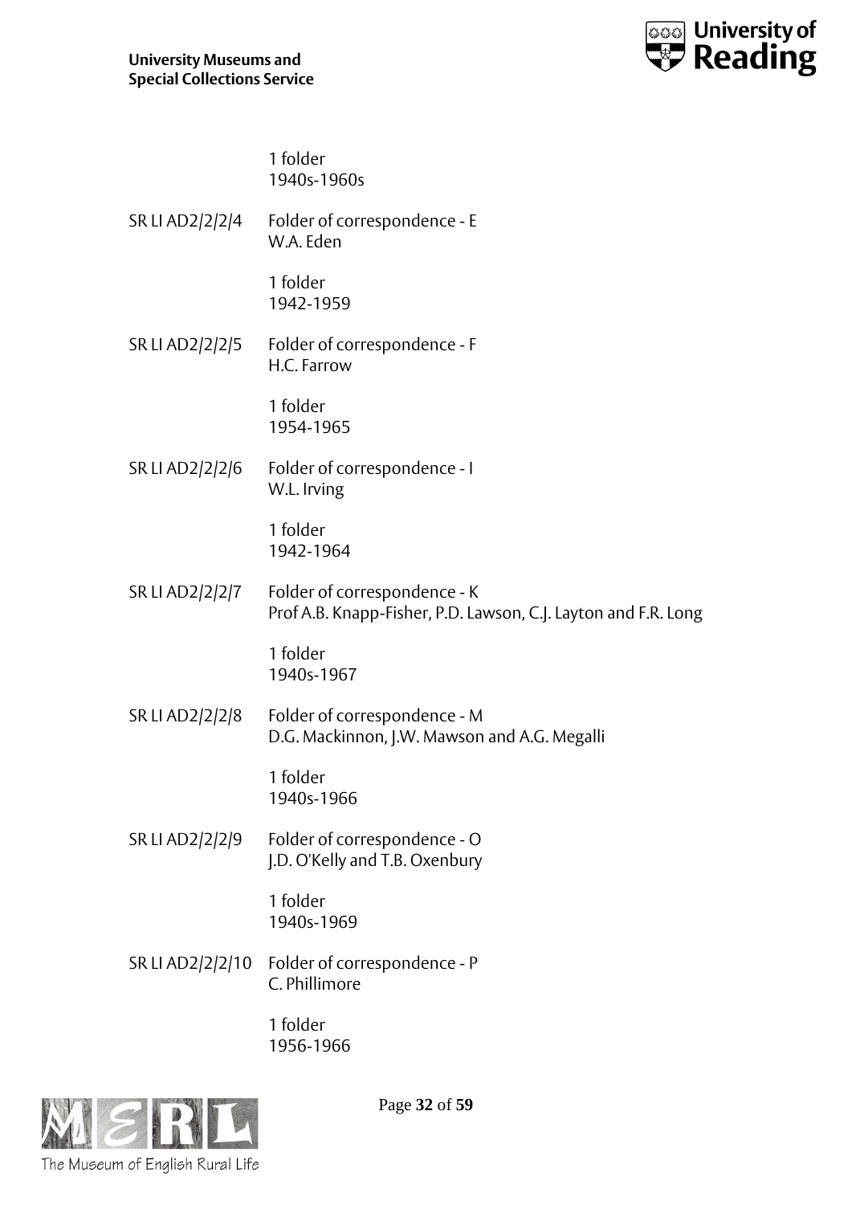1 folder
1940s-1960s

SR LI AD2/2/2/4 Folder of correspondence - E
W.A. Eden

1 folder
1942-1959

SR LI AD2/2/2/5 Folder of correspondence - F
H.C. Farrow

1 folder
1954-1965

SR LI AD2/2/2/6 Folder of correspondence - I
W.L. Irving

1 folder
1942-1964

SR LI AD2/2/2/7 Folder of correspondence - K
Prof A.B. Knapp-Fisher, P.D. Lawson, C.J. Layton and F.R. Long

1 folder
1940s-1967

SR LI AD2/2/2/8 Folder of correspondence - M
D.G. Mackinnon, J.W. Mawson and A.G. Megalli

1 folder
1940s-1966

SR LI AD2/2/2/9 Folder of correspondence - O
J.D. O'Kelly and T.B. Oxenbury

1 folder
1940s-1969

SR LI AD2/2/2/10 Folder of correspondence - P
C. Phillimore

1 folder
1956-1966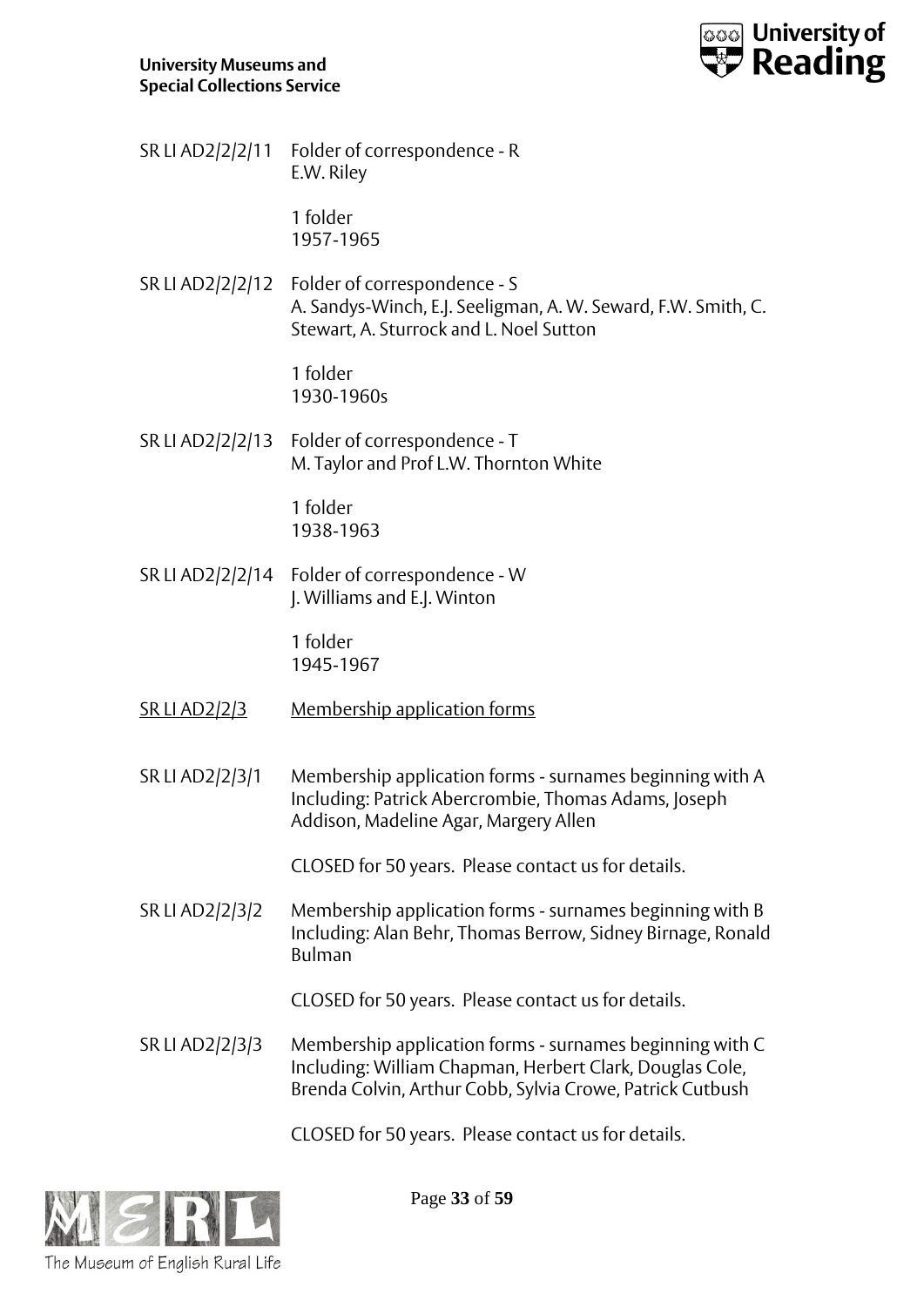SR LI AD2/2/2/11 Folder of correspondence - R
E.W. Riley

1 folder
1957-1965

SR LI AD2/2/2/12 Folder of correspondence - S
A. Sandys-Winch, E.J. Seeligman, A. W. Seward, F.W. Smith, C. Stewart, A. Sturrock and L. Noel Sutton

1 folder
1930-1960s

SR LI AD2/2/2/13 Folder of correspondence - T
M. Taylor and Prof L.W. Thornton White

1 folder
1938-1963

SR LI AD2/2/2/14 Folder of correspondence - W
J. Williams and E.J. Winton

1 folder
1945-1967

<u>SR LI AD2/2/3</u> <u>Membership application forms</u>

SR LI AD2/2/3/1 Membership application forms - surnames beginning with A
Including: Patrick Abercrombie, Thomas Adams, Joseph Addison, Madeline Agar, Margery Allen

CLOSED for 50 years. Please contact us for details.

SR LI AD2/2/3/2 Membership application forms - surnames beginning with B
Including: Alan Behr, Thomas Berrow, Sidney Birnage, Ronald Bulman

CLOSED for 50 years. Please contact us for details.

SR LI AD2/2/3/3 Membership application forms - surnames beginning with C
Including: William Chapman, Herbert Clark, Douglas Cole, Brenda Colvin, Arthur Cobb, Sylvia Crowe, Patrick Cutbush

CLOSED for 50 years. Please contact us for details.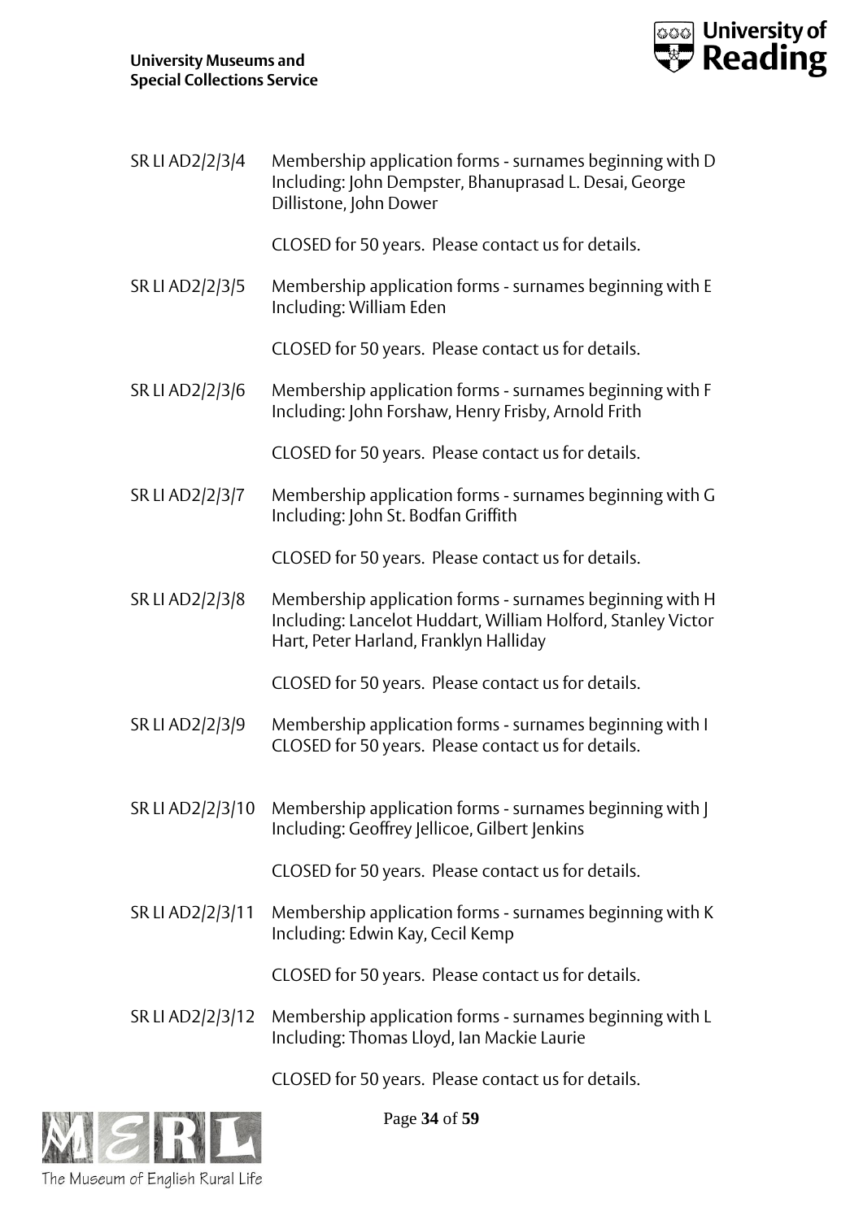SR LI AD2/2/3/4 Membership application forms - surnames beginning with D
Including: John Dempster, Bhanuprasad L. Desai, George Dillistone, John Dower

CLOSED for 50 years. Please contact us for details.

SR LI AD2/2/3/5 Membership application forms - surnames beginning with E
Including: William Eden

CLOSED for 50 years. Please contact us for details.

SR LI AD2/2/3/6 Membership application forms - surnames beginning with F
Including: John Forshaw, Henry Frisby, Arnold Frith

CLOSED for 50 years. Please contact us for details.

SR LI AD2/2/3/7 Membership application forms - surnames beginning with G
Including: John St. Bodfan Griffith

CLOSED for 50 years. Please contact us for details.

SR LI AD2/2/3/8 Membership application forms - surnames beginning with H
Including: Lancelot Huddart, William Holford, Stanley Victor Hart, Peter Harland, Franklyn Halliday

CLOSED for 50 years. Please contact us for details.

SR LI AD2/2/3/9 Membership application forms - surnames beginning with I
CLOSED for 50 years. Please contact us for details.

SR LI AD2/2/3/10 Membership application forms - surnames beginning with J
Including: Geoffrey Jellicoe, Gilbert Jenkins

CLOSED for 50 years. Please contact us for details.

SR LI AD2/2/3/11 Membership application forms - surnames beginning with K
Including: Edwin Kay, Cecil Kemp

CLOSED for 50 years. Please contact us for details.

SR LI AD2/2/3/12 Membership application forms - surnames beginning with L
Including: Thomas Lloyd, Ian Mackie Laurie

CLOSED for 50 years. Please contact us for details.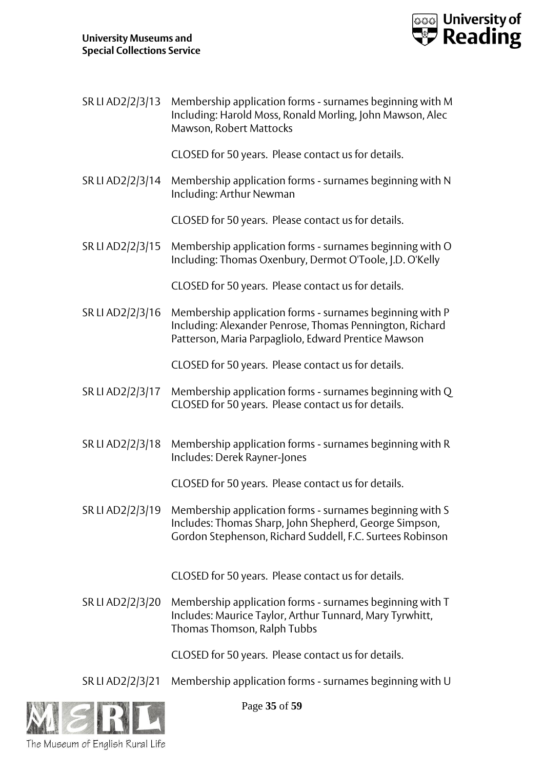SR LI AD2/2/3/13 Membership application forms - surnames beginning with M
Including: Harold Moss, Ronald Morling, John Mawson, Alec Mawson, Robert Mattocks

CLOSED for 50 years. Please contact us for details.

SR LI AD2/2/3/14 Membership application forms - surnames beginning with N
Including: Arthur Newman

CLOSED for 50 years. Please contact us for details.

SR LI AD2/2/3/15 Membership application forms - surnames beginning with O
Including: Thomas Oxenbury, Dermot O'Toole, J.D. O'Kelly

CLOSED for 50 years. Please contact us for details.

SR LI AD2/2/3/16 Membership application forms - surnames beginning with P
Including: Alexander Penrose, Thomas Pennington, Richard Patterson, Maria Parpagliolo, Edward Prentice Mawson

CLOSED for 50 years. Please contact us for details.

SR LI AD2/2/3/17 Membership application forms - surnames beginning with Q
CLOSED for 50 years. Please contact us for details.

SR LI AD2/2/3/18 Membership application forms - surnames beginning with R
Includes: Derek Rayner-Jones

CLOSED for 50 years. Please contact us for details.

SR LI AD2/2/3/19 Membership application forms - surnames beginning with S
Includes: Thomas Sharp, John Shepherd, George Simpson, Gordon Stephenson, Richard Suddell, F.C. Surtees Robinson

CLOSED for 50 years. Please contact us for details.

SR LI AD2/2/3/20 Membership application forms - surnames beginning with T
Includes: Maurice Taylor, Arthur Tunnard, Mary Tyrwhitt, Thomas Thomson, Ralph Tubbs

CLOSED for 50 years. Please contact us for details.

SR LI AD2/2/3/21 Membership application forms - surnames beginning with U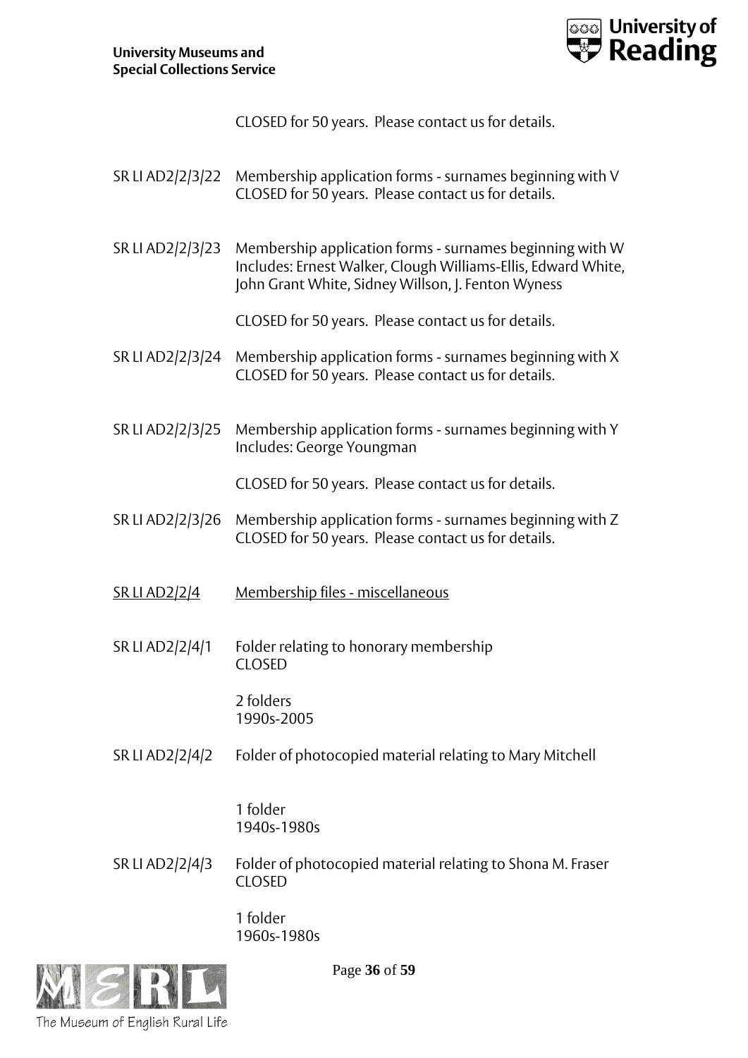CLOSED for 50 years. Please contact us for details.

SR LI AD2/2/3/22 Membership application forms - surnames beginning with V
CLOSED for 50 years. Please contact us for details.

SR LI AD2/2/3/23 Membership application forms - surnames beginning with W
Includes: Ernest Walker, Clough Williams-Ellis, Edward White, John Grant White, Sidney Willson, J. Fenton Wyness

CLOSED for 50 years. Please contact us for details.

SR LI AD2/2/3/24 Membership application forms - surnames beginning with X
CLOSED for 50 years. Please contact us for details.

SR LI AD2/2/3/25 Membership application forms - surnames beginning with Y
Includes: George Youngman

CLOSED for 50 years. Please contact us for details.

SR LI AD2/2/3/26 Membership application forms - surnames beginning with Z
CLOSED for 50 years. Please contact us for details.

<u>SR LI AD2/2/4</u> <u>Membership files - miscellaneous</u>

SR LI AD2/2/4/1 Folder relating to honorary membership
CLOSED

2 folders
1990s-2005

SR LI AD2/2/4/2 Folder of photocopied material relating to Mary Mitchell

1 folder
1940s-1980s

SR LI AD2/2/4/3 Folder of photocopied material relating to Shona M. Fraser
CLOSED

1 folder
1960s-1980s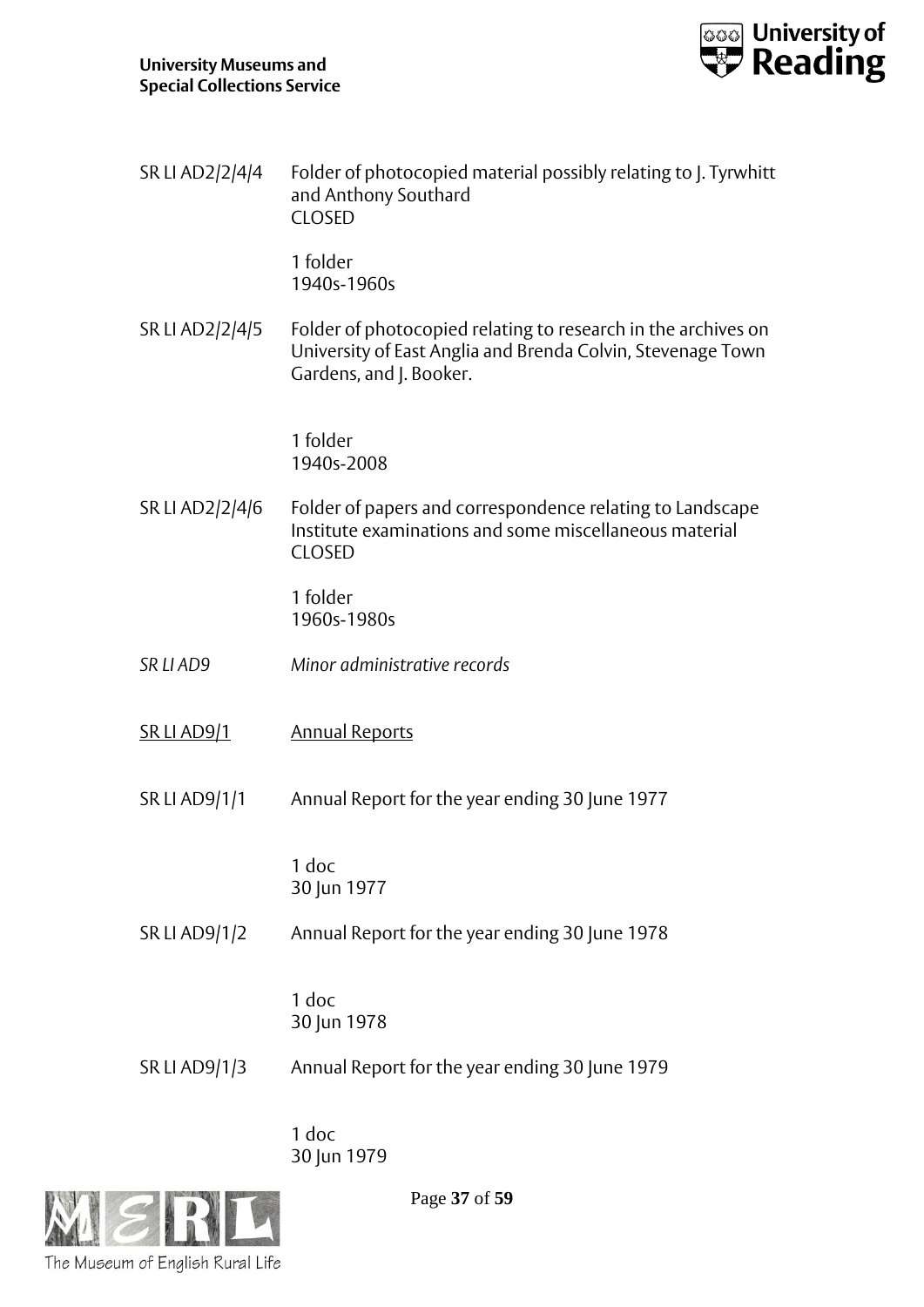SR LI AD2/2/4/4 Folder of photocopied material possibly relating to J. Tyrwhitt and Anthony Southard
CLOSED

1 folder
1940s-1960s

SR LI AD2/2/4/5 Folder of photocopied relating to research in the archives on University of East Anglia and Brenda Colvin, Stevenage Town Gardens, and J. Booker.

1 folder
1940s-2008

SR LI AD2/2/4/6 Folder of papers and correspondence relating to Landscape Institute examinations and some miscellaneous material
CLOSED

1 folder
1960s-1980s

*SR LI AD9* *Minor administrative records*

<u>SR LI AD9/1</u> <u>Annual Reports</u>

SR LI AD9/1/1 Annual Report for the year ending 30 June 1977

1 doc
30 Jun 1977

SR LI AD9/1/2 Annual Report for the year ending 30 June 1978

1 doc
30 Jun 1978

SR LI AD9/1/3 Annual Report for the year ending 30 June 1979

1 doc
30 Jun 1979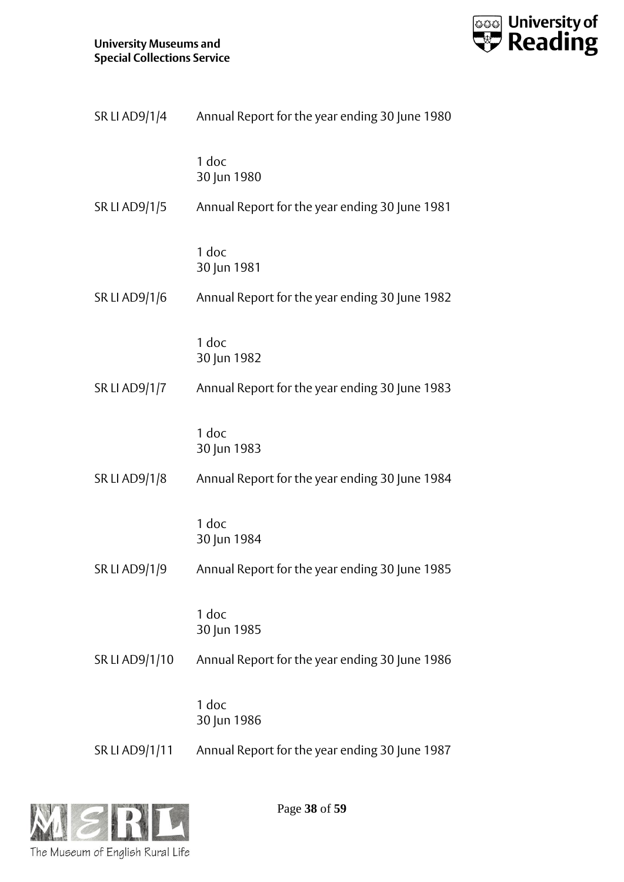SR LI AD9/1/4 Annual Report for the year ending 30 June 1980

1 doc
30 Jun 1980

SR LI AD9/1/5 Annual Report for the year ending 30 June 1981

1 doc
30 Jun 1981

SR LI AD9/1/6 Annual Report for the year ending 30 June 1982

1 doc
30 Jun 1982

SR LI AD9/1/7 Annual Report for the year ending 30 June 1983

1 doc
30 Jun 1983

SR LI AD9/1/8 Annual Report for the year ending 30 June 1984

1 doc
30 Jun 1984

SR LI AD9/1/9 Annual Report for the year ending 30 June 1985

1 doc
30 Jun 1985

SR LI AD9/1/10 Annual Report for the year ending 30 June 1986

1 doc
30 Jun 1986

SR LI AD9/1/11 Annual Report for the year ending 30 June 1987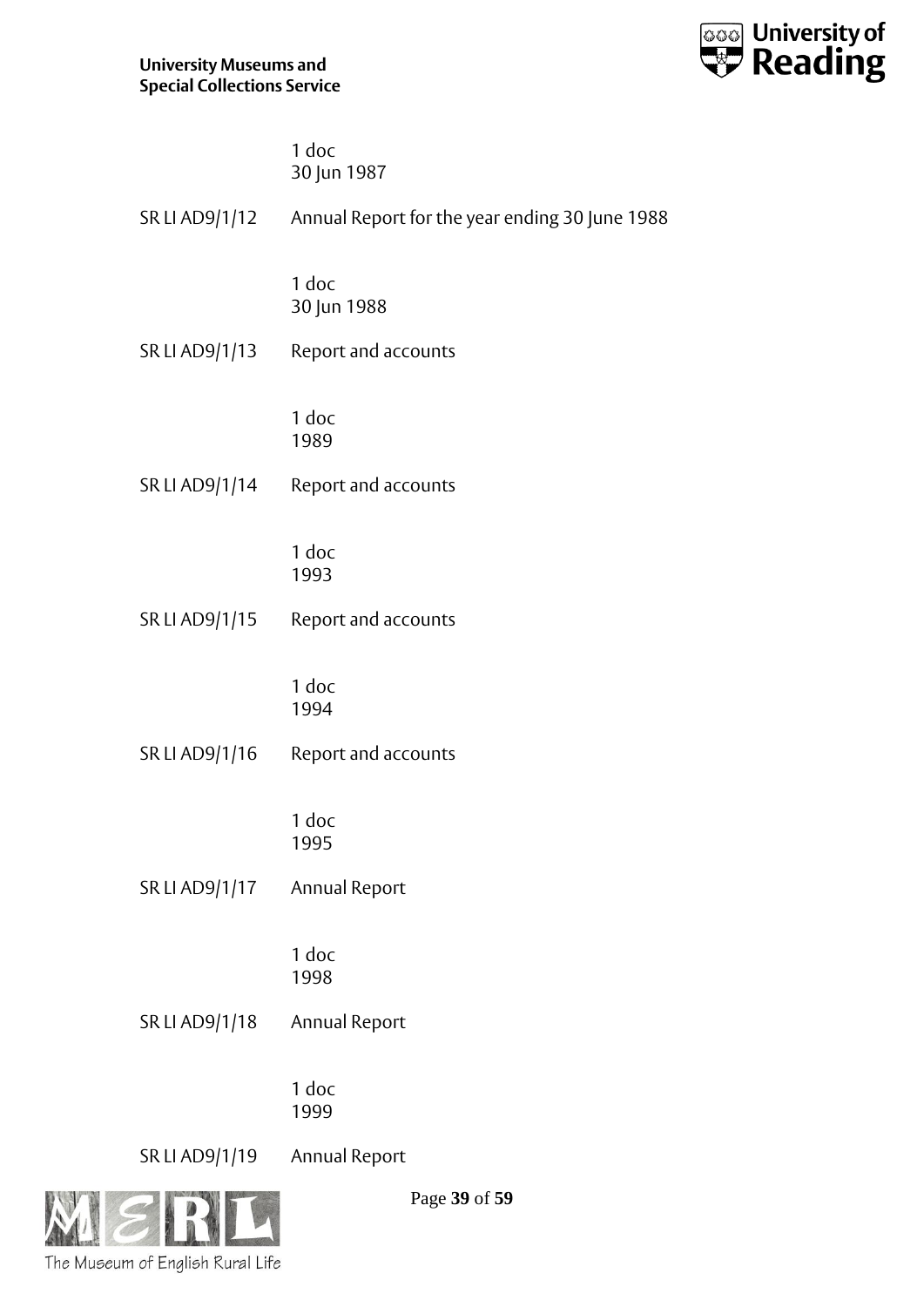1 doc
30 Jun 1987

SR LI AD9/1/12 Annual Report for the year ending 30 June 1988

1 doc
30 Jun 1988

SR LI AD9/1/13 Report and accounts

1 doc
1989

SR LI AD9/1/14 Report and accounts

1 doc
1993

SR LI AD9/1/15 Report and accounts

1 doc
1994

SR LI AD9/1/16 Report and accounts

1 doc
1995

SR LI AD9/1/17 Annual Report

1 doc
1998

SR LI AD9/1/18 Annual Report

1 doc
1999

SR LI AD9/1/19 Annual Report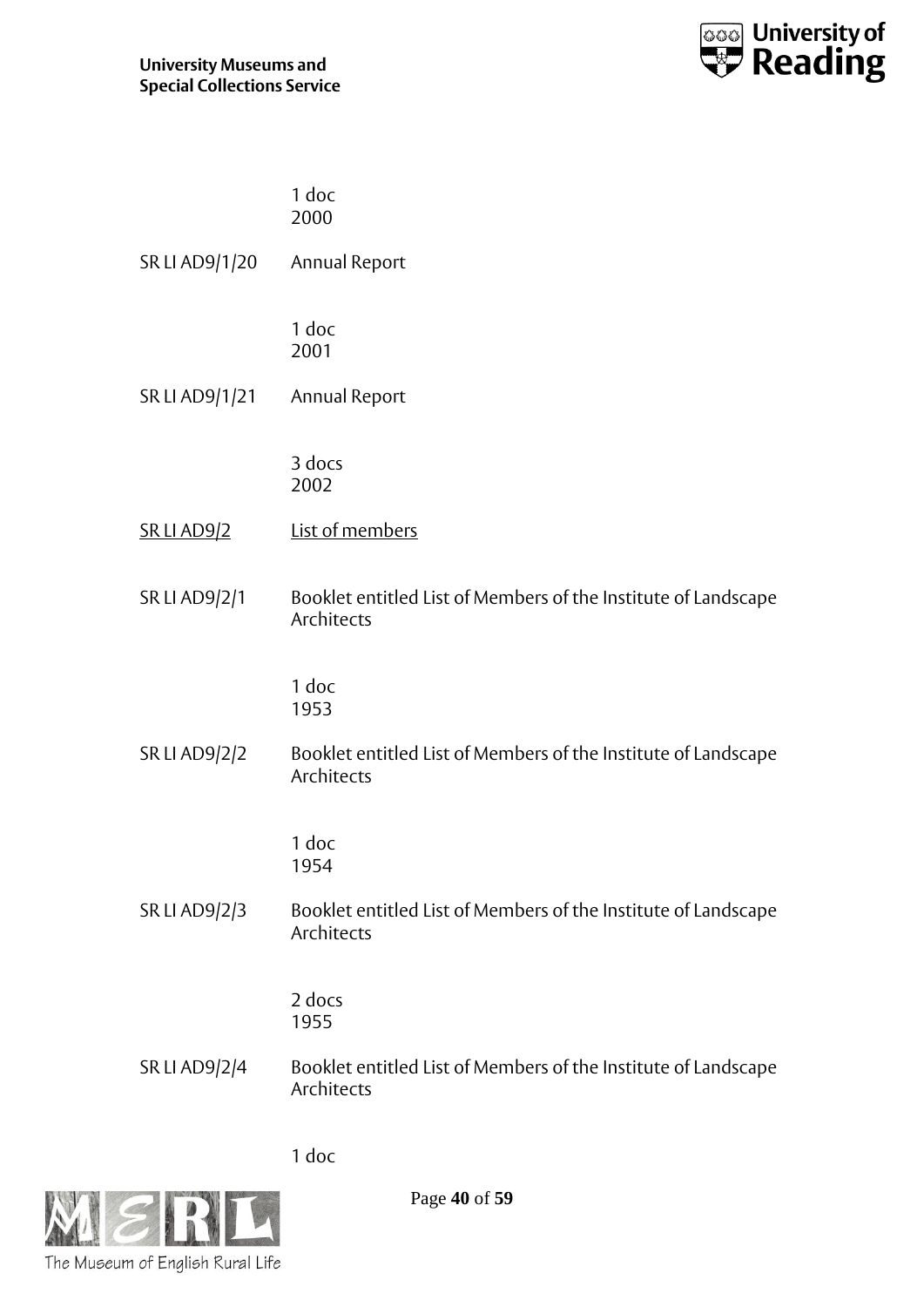1 doc
2000

SR LI AD9/1/20 Annual Report

1 doc
2001

SR LI AD9/1/21 Annual Report

3 docs
2002

<u>SR LI AD9/2</u> <u>List of members</u>

SR LI AD9/2/1 Booklet entitled List of Members of the Institute of Landscape Architects

1 doc
1953

SR LI AD9/2/2 Booklet entitled List of Members of the Institute of Landscape Architects

1 doc
1954

SR LI AD9/2/3 Booklet entitled List of Members of the Institute of Landscape Architects

2 docs
1955

SR LI AD9/2/4 Booklet entitled List of Members of the Institute of Landscape Architects

1 doc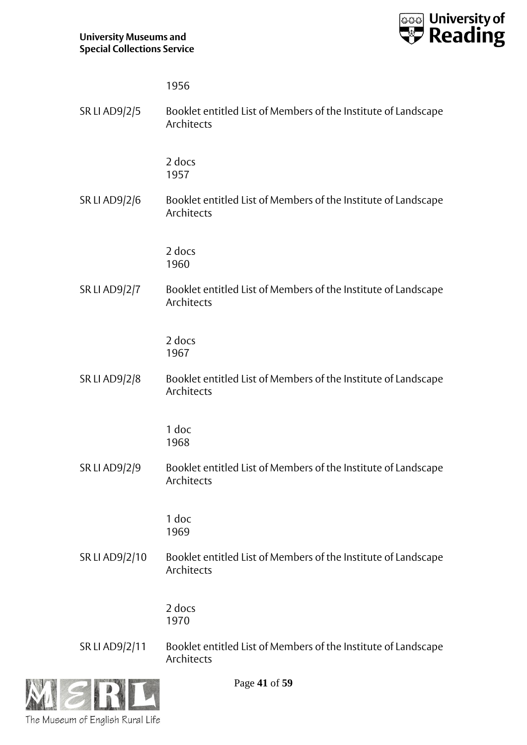1956

SR LI AD9/2/5 Booklet entitled List of Members of the Institute of Landscape Architects

2 docs
1957

SR LI AD9/2/6 Booklet entitled List of Members of the Institute of Landscape Architects

2 docs
1960

SR LI AD9/2/7 Booklet entitled List of Members of the Institute of Landscape Architects

2 docs
1967

SR LI AD9/2/8 Booklet entitled List of Members of the Institute of Landscape Architects

1 doc
1968

SR LI AD9/2/9 Booklet entitled List of Members of the Institute of Landscape Architects

1 doc
1969

SR LI AD9/2/10 Booklet entitled List of Members of the Institute of Landscape Architects

2 docs
1970

SR LI AD9/2/11 Booklet entitled List of Members of the Institute of Landscape Architects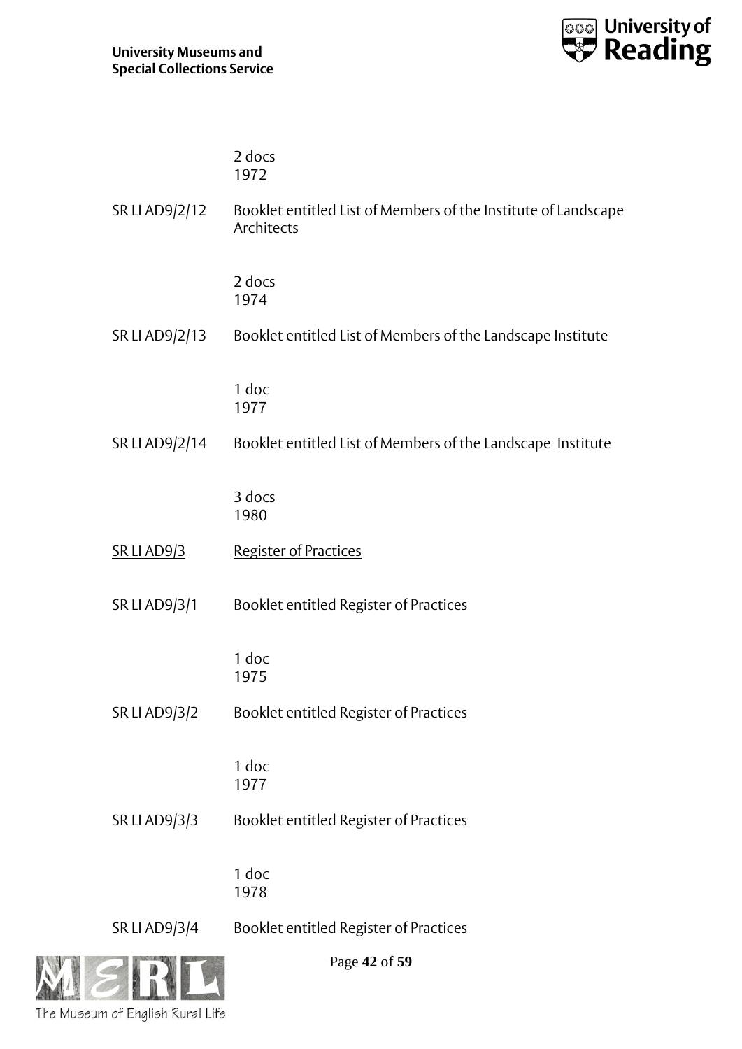2 docs
1972

SR LI AD9/2/12 Booklet entitled List of Members of the Institute of Landscape Architects

2 docs
1974

SR LI AD9/2/13 Booklet entitled List of Members of the Landscape Institute

1 doc
1977

SR LI AD9/2/14 Booklet entitled List of Members of the Landscape Institute

3 docs
1980

SR LI AD9/3 Register of Practices

SR LI AD9/3/1 Booklet entitled Register of Practices

1 doc
1975

SR LI AD9/3/2 Booklet entitled Register of Practices

1 doc
1977

SR LI AD9/3/3 Booklet entitled Register of Practices

1 doc
1978

SR LI AD9/3/4 Booklet entitled Register of Practices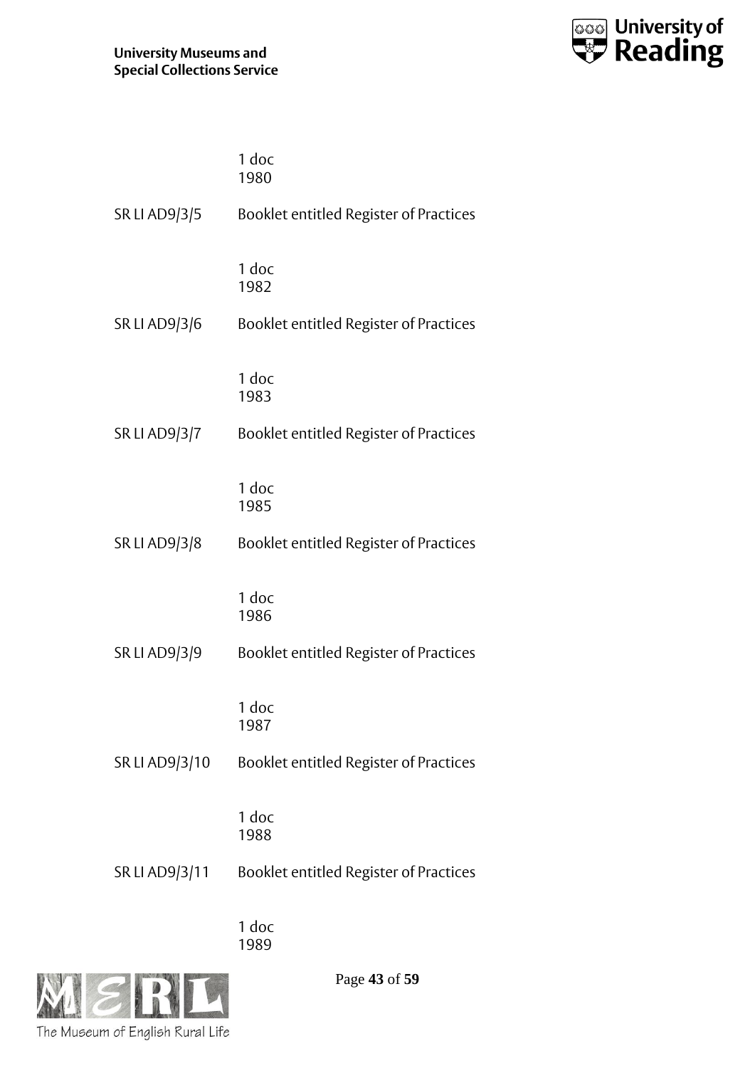1 doc
1980

SR LI AD9/3/5 Booklet entitled Register of Practices

1 doc
1982

SR LI AD9/3/6 Booklet entitled Register of Practices

1 doc
1983

SR LI AD9/3/7 Booklet entitled Register of Practices

1 doc
1985

SR LI AD9/3/8 Booklet entitled Register of Practices

1 doc
1986

SR LI AD9/3/9 Booklet entitled Register of Practices

1 doc
1987

SR LI AD9/3/10 Booklet entitled Register of Practices

1 doc
1988

SR LI AD9/3/11 Booklet entitled Register of Practices

1 doc
1989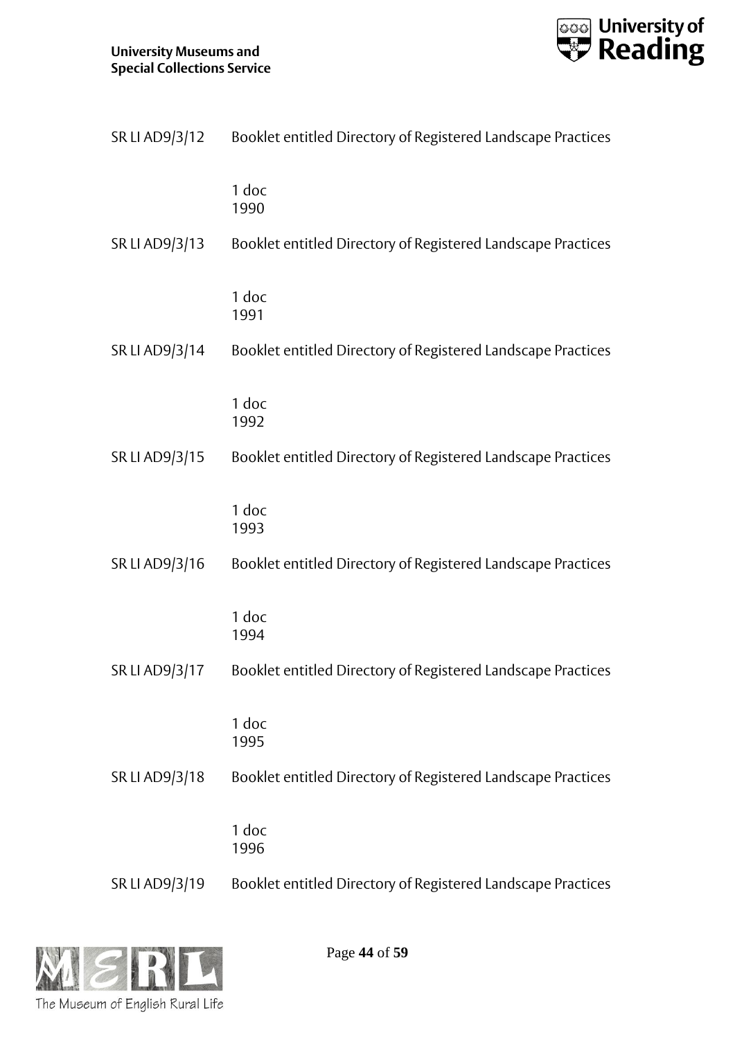SR LI AD9/3/12 Booklet entitled Directory of Registered Landscape Practices

1 doc
1990

SR LI AD9/3/13 Booklet entitled Directory of Registered Landscape Practices

1 doc
1991

SR LI AD9/3/14 Booklet entitled Directory of Registered Landscape Practices

1 doc
1992

SR LI AD9/3/15 Booklet entitled Directory of Registered Landscape Practices

1 doc
1993

SR LI AD9/3/16 Booklet entitled Directory of Registered Landscape Practices

1 doc
1994

SR LI AD9/3/17 Booklet entitled Directory of Registered Landscape Practices

1 doc
1995

SR LI AD9/3/18 Booklet entitled Directory of Registered Landscape Practices

1 doc
1996

SR LI AD9/3/19 Booklet entitled Directory of Registered Landscape Practices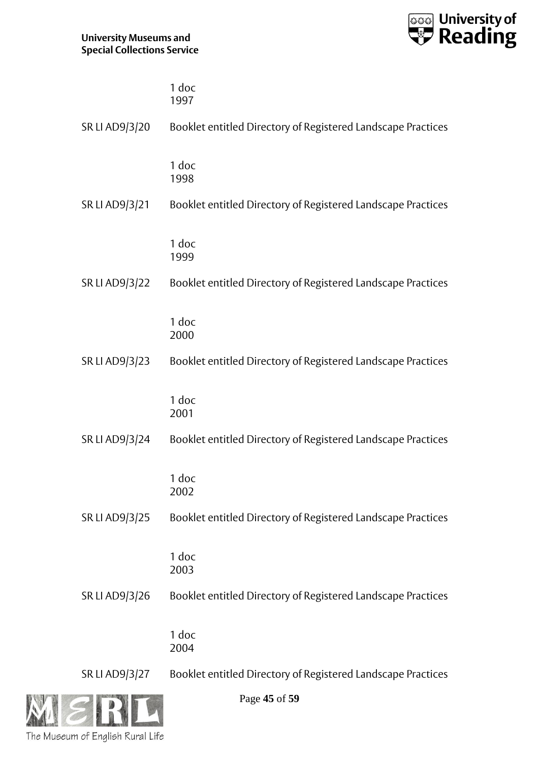1 doc
1997

SR LI AD9/3/20 Booklet entitled Directory of Registered Landscape Practices

1 doc
1998

SR LI AD9/3/21 Booklet entitled Directory of Registered Landscape Practices

1 doc
1999

SR LI AD9/3/22 Booklet entitled Directory of Registered Landscape Practices

1 doc
2000

SR LI AD9/3/23 Booklet entitled Directory of Registered Landscape Practices

1 doc
2001

SR LI AD9/3/24 Booklet entitled Directory of Registered Landscape Practices

1 doc
2002

SR LI AD9/3/25 Booklet entitled Directory of Registered Landscape Practices

1 doc
2003

SR LI AD9/3/26 Booklet entitled Directory of Registered Landscape Practices

1 doc
2004

SR LI AD9/3/27 Booklet entitled Directory of Registered Landscape Practices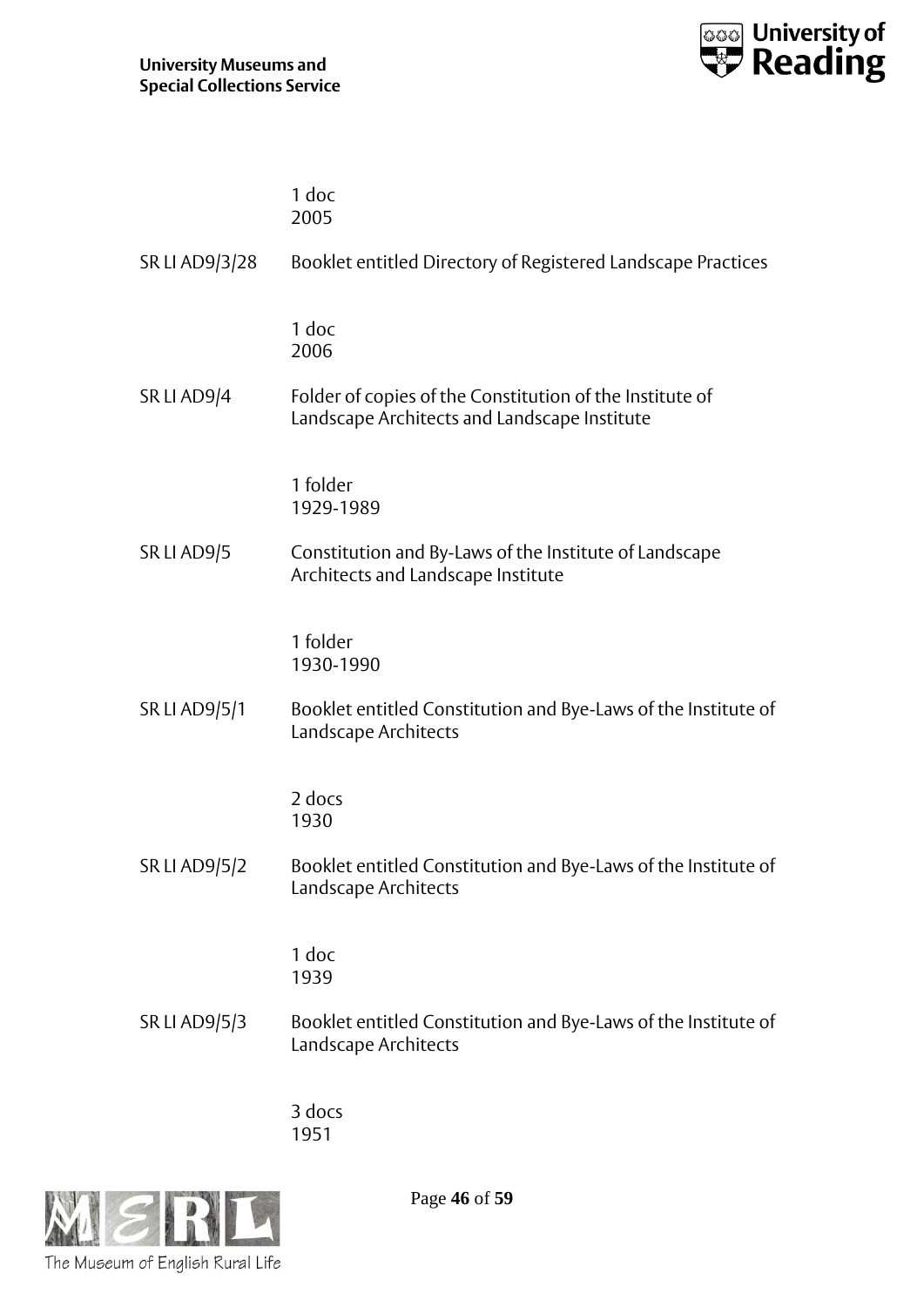1 doc
2005

SR LI AD9/3/28 Booklet entitled Directory of Registered Landscape Practices

1 doc
2006

SR LI AD9/4 Folder of copies of the Constitution of the Institute of Landscape Architects and Landscape Institute

1 folder
1929-1989

SR LI AD9/5 Constitution and By-Laws of the Institute of Landscape Architects and Landscape Institute

1 folder
1930-1990

SR LI AD9/5/1 Booklet entitled Constitution and Bye-Laws of the Institute of Landscape Architects

2 docs
1930

SR LI AD9/5/2 Booklet entitled Constitution and Bye-Laws of the Institute of Landscape Architects

1 doc
1939

SR LI AD9/5/3 Booklet entitled Constitution and Bye-Laws of the Institute of Landscape Architects

3 docs
1951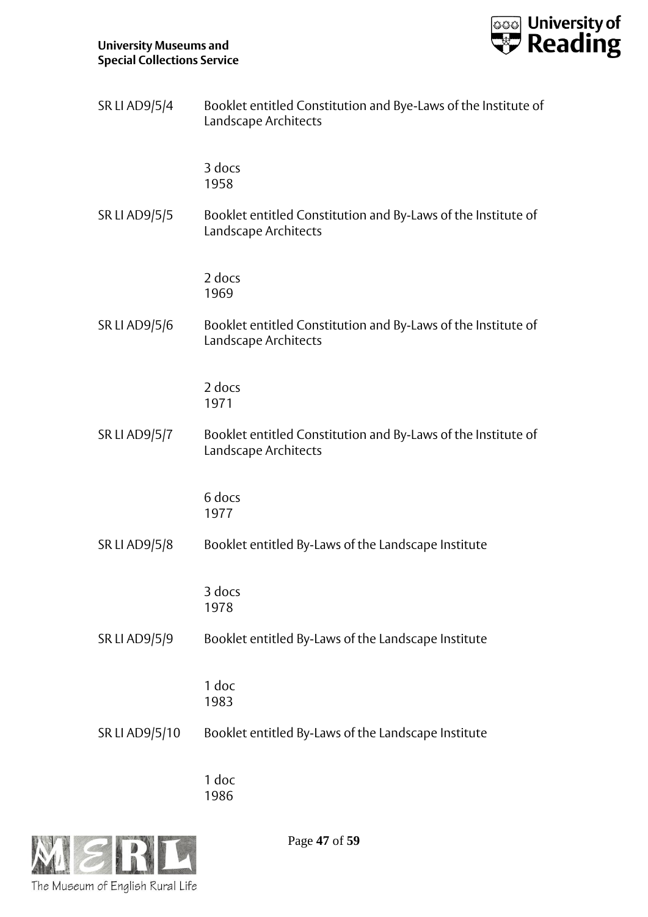SR LI AD9/5/4 Booklet entitled Constitution and Bye-Laws of the Institute of Landscape Architects

3 docs
1958

SR LI AD9/5/5 Booklet entitled Constitution and By-Laws of the Institute of Landscape Architects

2 docs
1969

SR LI AD9/5/6 Booklet entitled Constitution and By-Laws of the Institute of Landscape Architects

2 docs
1971

SR LI AD9/5/7 Booklet entitled Constitution and By-Laws of the Institute of Landscape Architects

6 docs
1977

SR LI AD9/5/8 Booklet entitled By-Laws of the Landscape Institute

3 docs
1978

SR LI AD9/5/9 Booklet entitled By-Laws of the Landscape Institute

1 doc
1983

SR LI AD9/5/10 Booklet entitled By-Laws of the Landscape Institute

1 doc
1986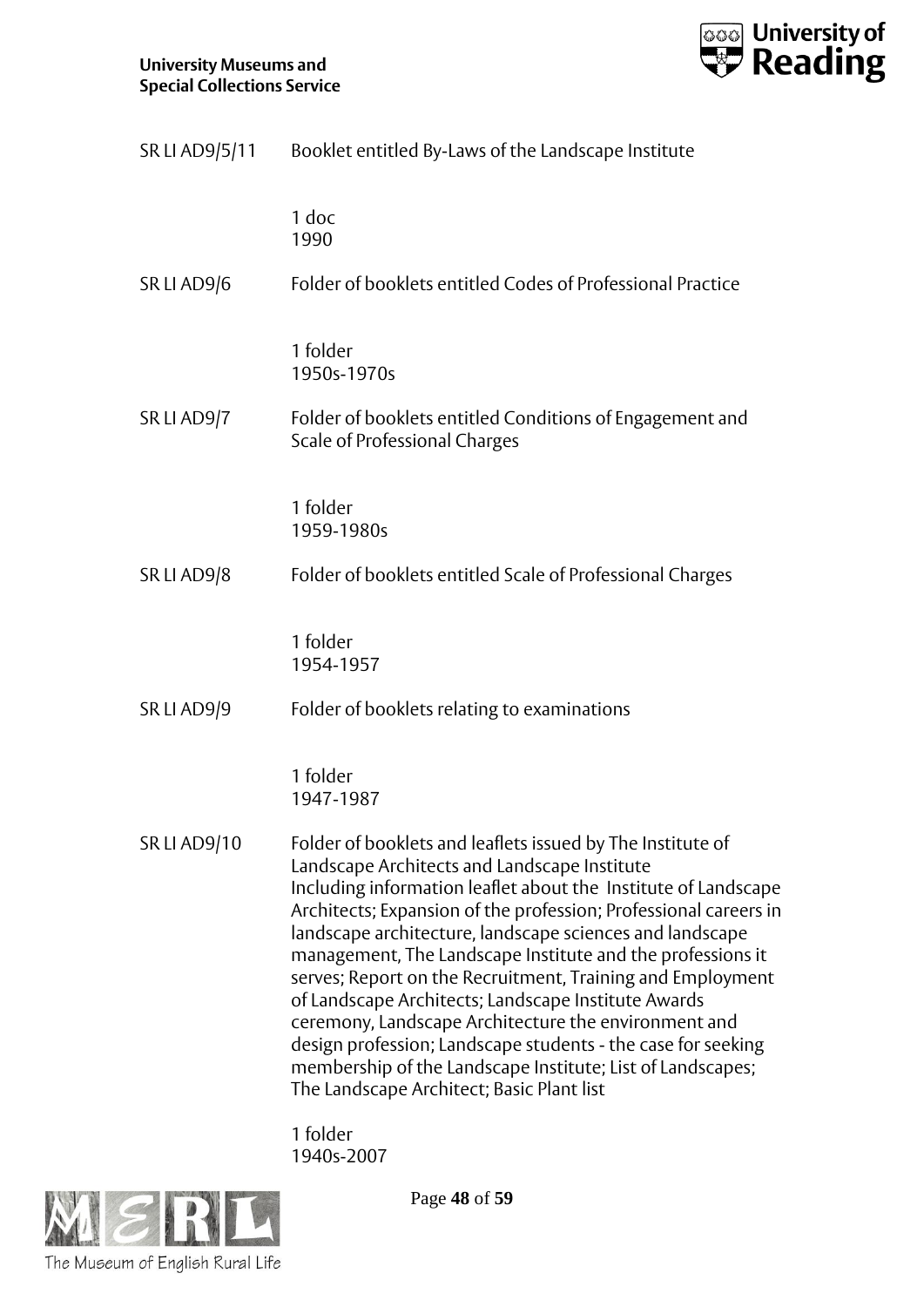SR LI AD9/5/11 Booklet entitled By-Laws of the Landscape Institute

1 doc
1990

SR LI AD9/6 Folder of booklets entitled Codes of Professional Practice

1 folder
1950s-1970s

SR LI AD9/7 Folder of booklets entitled Conditions of Engagement and Scale of Professional Charges

1 folder
1959-1980s

SR LI AD9/8 Folder of booklets entitled Scale of Professional Charges

1 folder
1954-1957

SR LI AD9/9 Folder of booklets relating to examinations

1 folder
1947-1987

SR LI AD9/10 Folder of booklets and leaflets issued by The Institute of Landscape Architects and Landscape Institute
Including information leaflet about the Institute of Landscape Architects; Expansion of the profession; Professional careers in landscape architecture, landscape sciences and landscape management, The Landscape Institute and the professions it serves; Report on the Recruitment, Training and Employment of Landscape Architects; Landscape Institute Awards ceremony, Landscape Architecture the environment and design profession; Landscape students - the case for seeking membership of the Landscape Institute; List of Landscapes; The Landscape Architect; Basic Plant list

1 folder
1940s-2007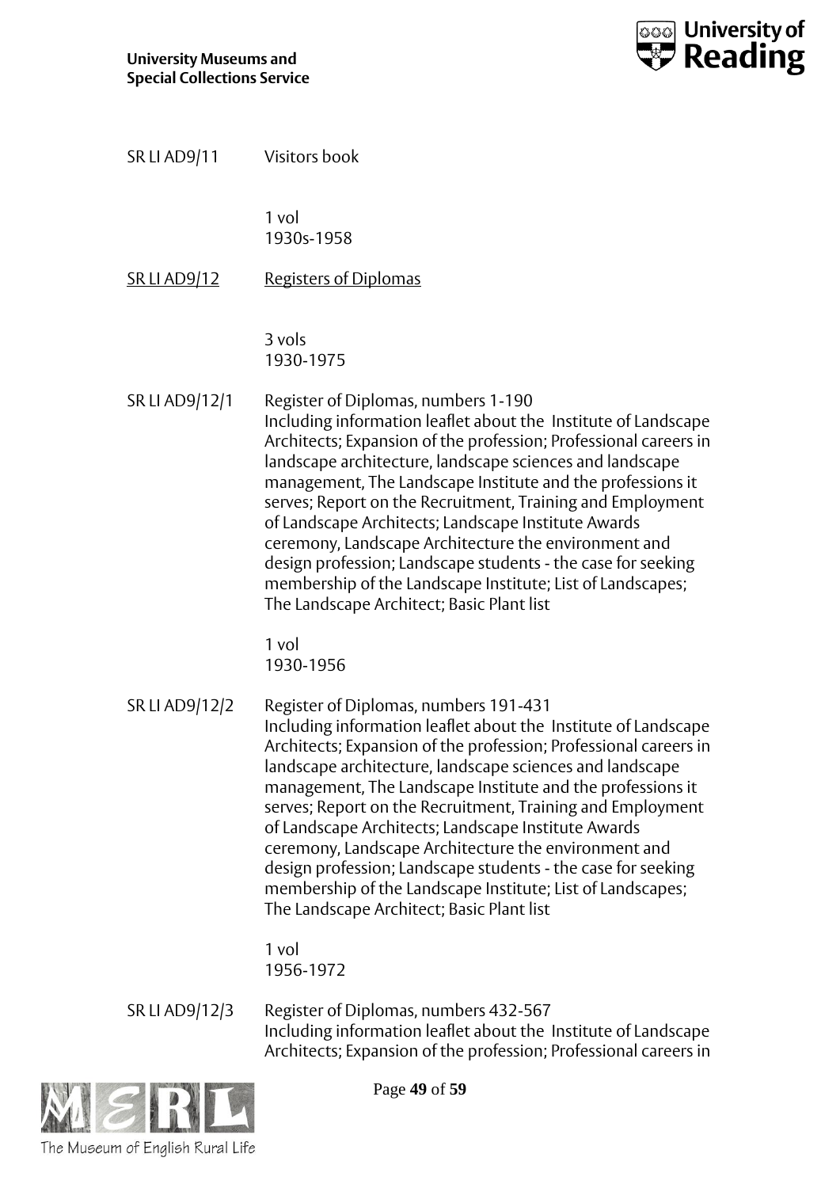SR LI AD9/11 Visitors book

1 vol
1930s-1958

<u>SR LI AD9/12</u> <u>Registers of Diplomas</u>

3 vols
1930-1975

SR LI AD9/12/1 Register of Diplomas, numbers 1-190
Including information leaflet about the Institute of Landscape Architects; Expansion of the profession; Professional careers in landscape architecture, landscape sciences and landscape management, The Landscape Institute and the professions it serves; Report on the Recruitment, Training and Employment of Landscape Architects; Landscape Institute Awards ceremony, Landscape Architecture the environment and design profession; Landscape students - the case for seeking membership of the Landscape Institute; List of Landscapes; The Landscape Architect; Basic Plant list

1 vol
1930-1956

SR LI AD9/12/2 Register of Diplomas, numbers 191-431
Including information leaflet about the Institute of Landscape Architects; Expansion of the profession; Professional careers in landscape architecture, landscape sciences and landscape management, The Landscape Institute and the professions it serves; Report on the Recruitment, Training and Employment of Landscape Architects; Landscape Institute Awards ceremony, Landscape Architecture the environment and design profession; Landscape students - the case for seeking membership of the Landscape Institute; List of Landscapes; The Landscape Architect; Basic Plant list

1 vol
1956-1972

SR LI AD9/12/3 Register of Diplomas, numbers 432-567
Including information leaflet about the Institute of Landscape Architects; Expansion of the profession; Professional careers in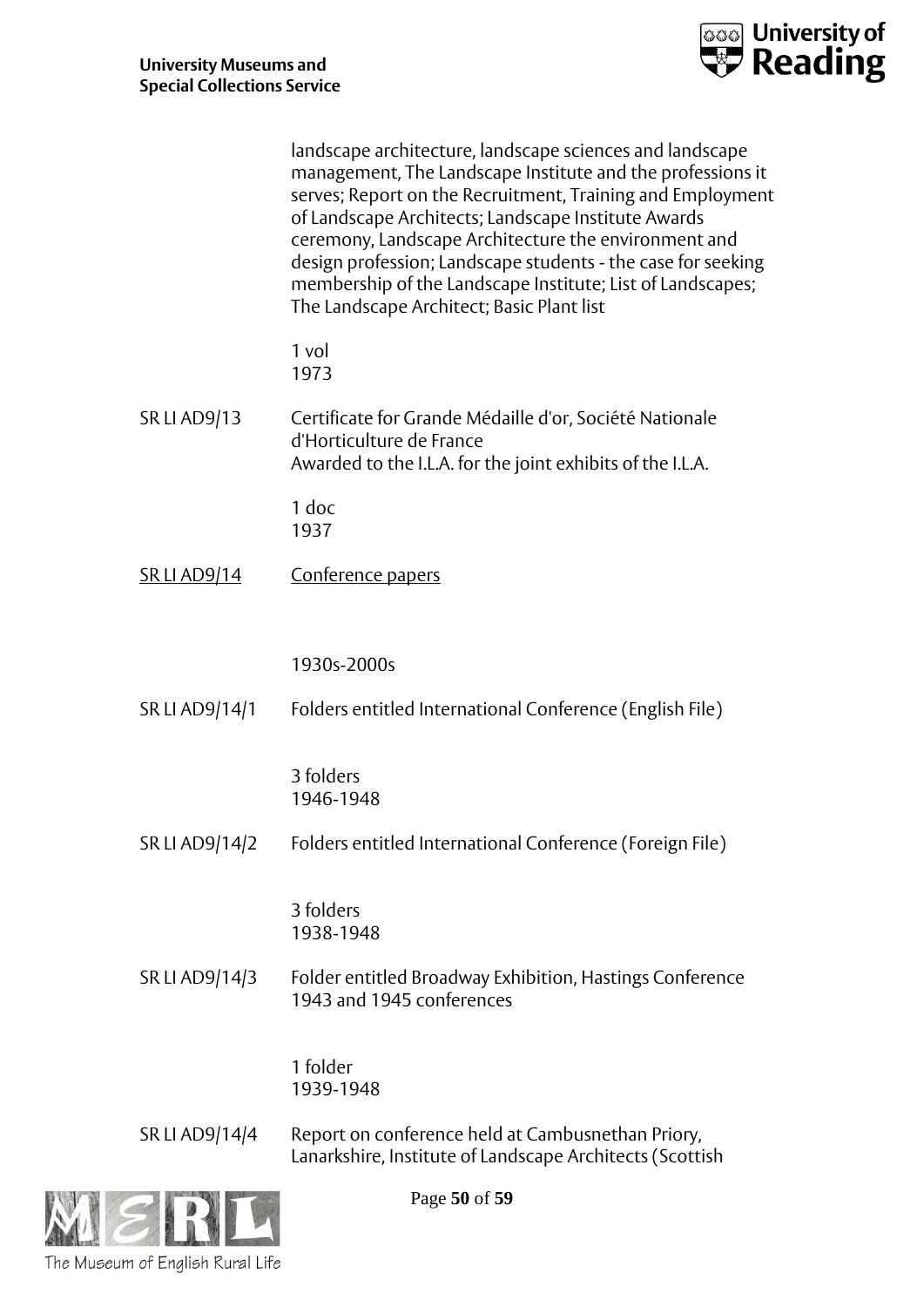landscape architecture, landscape sciences and landscape management, The Landscape Institute and the professions it serves; Report on the Recruitment, Training and Employment of Landscape Architects; Landscape Institute Awards ceremony, Landscape Architecture the environment and design profession; Landscape students - the case for seeking membership of the Landscape Institute; List of Landscapes; The Landscape Architect; Basic Plant list

1 vol
1973

SR LI AD9/13 Certificate for Grande Médaille d'or, Société Nationale d'Horticulture de France
Awarded to the I.L.A. for the joint exhibits of the I.L.A.

1 doc
1937

<u>SR LI AD9/14</u> <u>Conference papers</u>

1930s-2000s

SR LI AD9/14/1 Folders entitled International Conference (English File)

3 folders
1946-1948

SR LI AD9/14/2 Folders entitled International Conference (Foreign File)

3 folders
1938-1948

SR LI AD9/14/3 Folder entitled Broadway Exhibition, Hastings Conference 1943 and 1945 conferences

1 folder
1939-1948

SR LI AD9/14/4 Report on conference held at Cambusnethan Priory, Lanarkshire, Institute of Landscape Architects (Scottish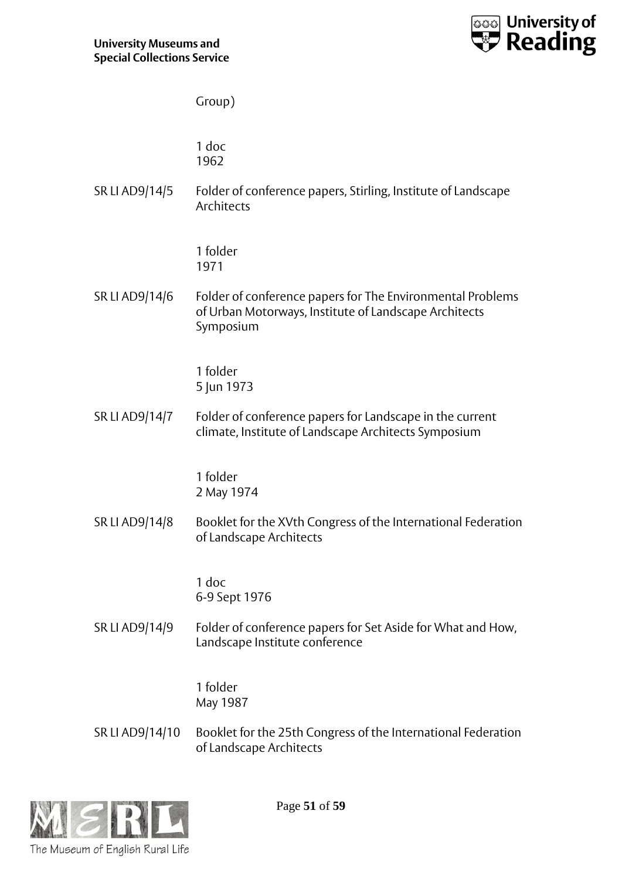Group)

1 doc
1962

SR LI AD9/14/5 Folder of conference papers, Stirling, Institute of Landscape Architects

1 folder
1971

SR LI AD9/14/6 Folder of conference papers for The Environmental Problems of Urban Motorways, Institute of Landscape Architects Symposium

1 folder
5 Jun 1973

SR LI AD9/14/7 Folder of conference papers for Landscape in the current climate, Institute of Landscape Architects Symposium

1 folder
2 May 1974

SR LI AD9/14/8 Booklet for the XVth Congress of the International Federation of Landscape Architects

1 doc
6-9 Sept 1976

SR LI AD9/14/9 Folder of conference papers for Set Aside for What and How, Landscape Institute conference

1 folder
May 1987

SR LI AD9/14/10 Booklet for the 25th Congress of the International Federation of Landscape Architects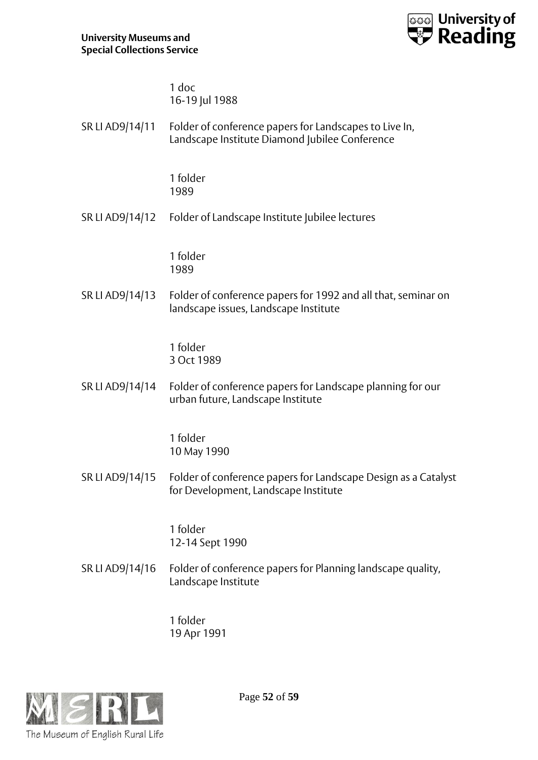1 doc
16-19 Jul 1988

SR LI AD9/14/11 Folder of conference papers for Landscapes to Live In, Landscape Institute Diamond Jubilee Conference

1 folder
1989

SR LI AD9/14/12 Folder of Landscape Institute Jubilee lectures

1 folder
1989

SR LI AD9/14/13 Folder of conference papers for 1992 and all that, seminar on landscape issues, Landscape Institute

1 folder
3 Oct 1989

SR LI AD9/14/14 Folder of conference papers for Landscape planning for our urban future, Landscape Institute

1 folder
10 May 1990

SR LI AD9/14/15 Folder of conference papers for Landscape Design as a Catalyst for Development, Landscape Institute

1 folder
12-14 Sept 1990

SR LI AD9/14/16 Folder of conference papers for Planning landscape quality, Landscape Institute

1 folder
19 Apr 1991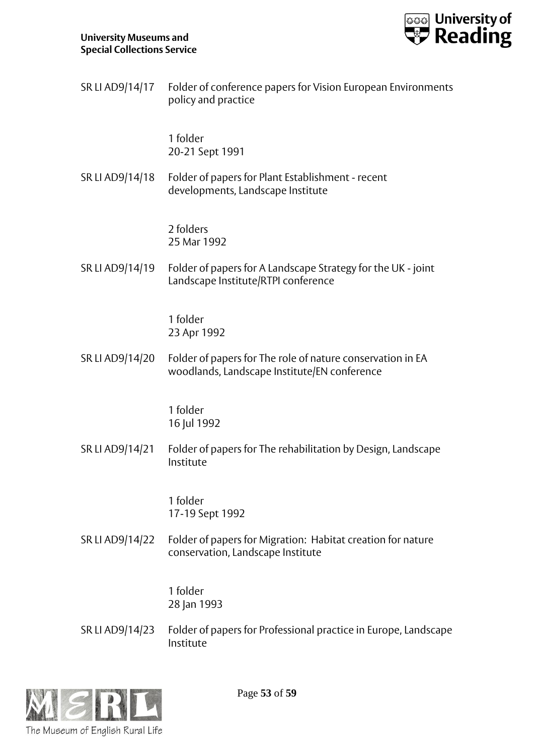SR LI AD9/14/17 Folder of conference papers for Vision European Environments policy and practice

1 folder
20-21 Sept 1991

SR LI AD9/14/18 Folder of papers for Plant Establishment - recent developments, Landscape Institute

2 folders
25 Mar 1992

SR LI AD9/14/19 Folder of papers for A Landscape Strategy for the UK - joint Landscape Institute/RTPI conference

1 folder
23 Apr 1992

SR LI AD9/14/20 Folder of papers for The role of nature conservation in EA woodlands, Landscape Institute/EN conference

1 folder
16 Jul 1992

SR LI AD9/14/21 Folder of papers for The rehabilitation by Design, Landscape Institute

1 folder
17-19 Sept 1992

SR LI AD9/14/22 Folder of papers for Migration: Habitat creation for nature conservation, Landscape Institute

1 folder
28 Jan 1993

SR LI AD9/14/23 Folder of papers for Professional practice in Europe, Landscape Institute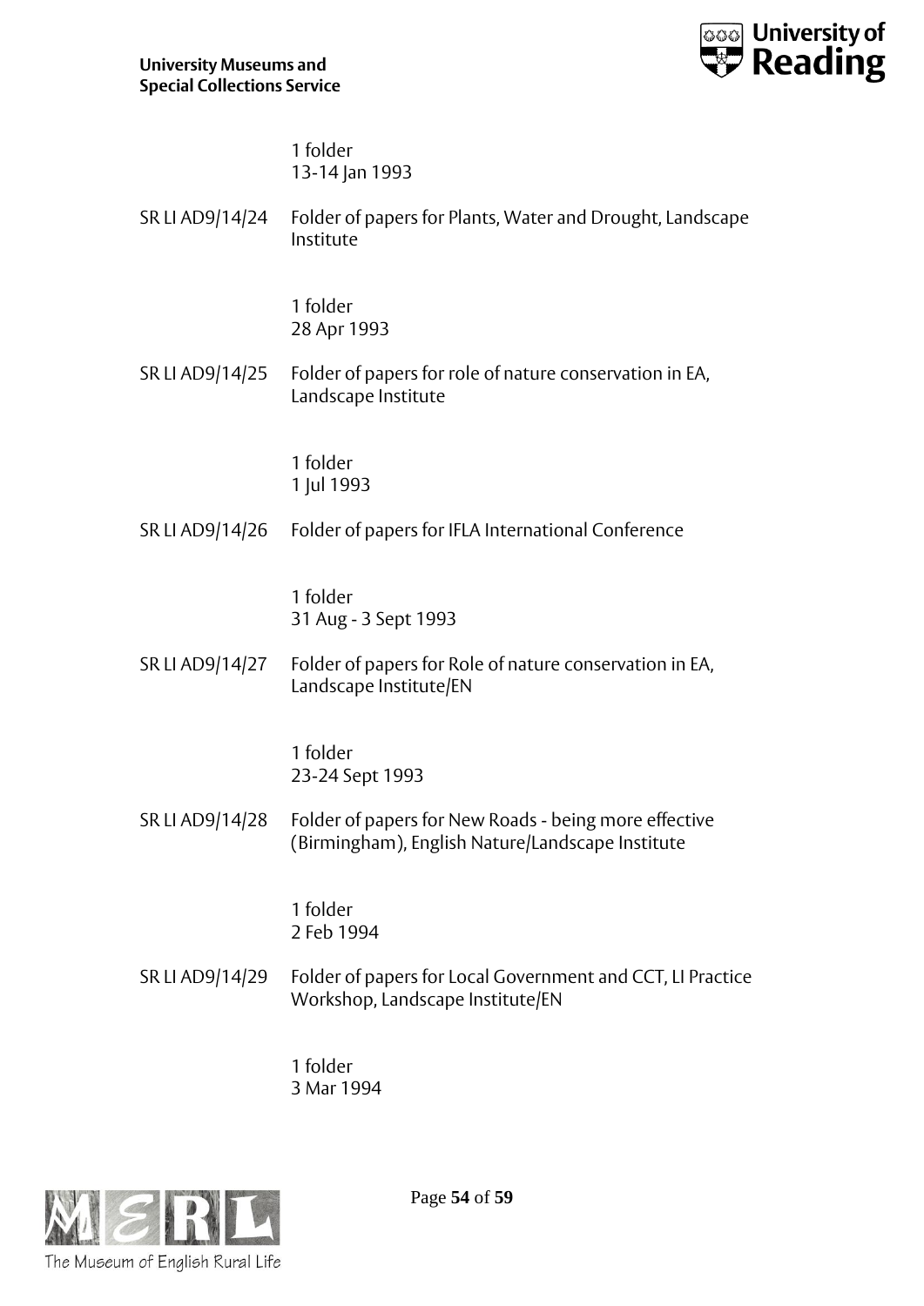1 folder
13-14 Jan 1993

SR LI AD9/14/24 Folder of papers for Plants, Water and Drought, Landscape Institute

1 folder
28 Apr 1993

SR LI AD9/14/25 Folder of papers for role of nature conservation in EA, Landscape Institute

1 folder
1 Jul 1993

SR LI AD9/14/26 Folder of papers for IFLA International Conference

1 folder
31 Aug - 3 Sept 1993

SR LI AD9/14/27 Folder of papers for Role of nature conservation in EA, Landscape Institute/EN

1 folder
23-24 Sept 1993

SR LI AD9/14/28 Folder of papers for New Roads - being more effective (Birmingham), English Nature/Landscape Institute

1 folder
2 Feb 1994

SR LI AD9/14/29 Folder of papers for Local Government and CCT, LI Practice Workshop, Landscape Institute/EN

1 folder
3 Mar 1994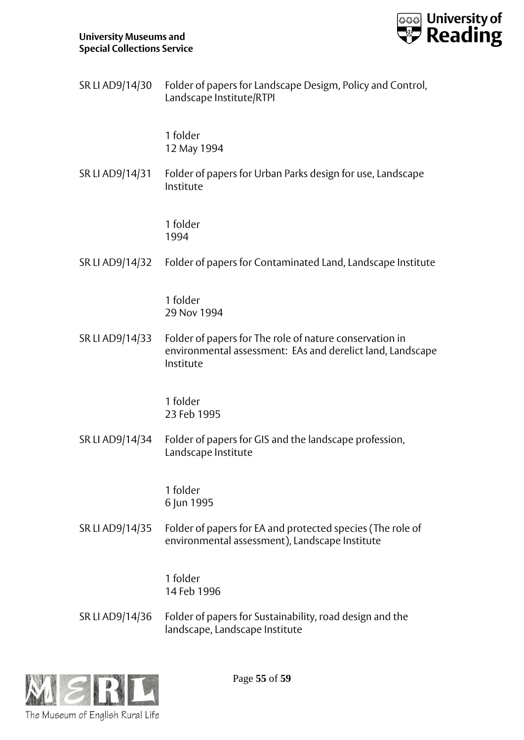SR LI AD9/14/30 Folder of papers for Landscape Desigm, Policy and Control, Landscape Institute/RTPI

1 folder
12 May 1994

SR LI AD9/14/31 Folder of papers for Urban Parks design for use, Landscape Institute

1 folder
1994

SR LI AD9/14/32 Folder of papers for Contaminated Land, Landscape Institute

1 folder
29 Nov 1994

SR LI AD9/14/33 Folder of papers for The role of nature conservation in environmental assessment: EAs and derelict land, Landscape Institute

1 folder
23 Feb 1995

SR LI AD9/14/34 Folder of papers for GIS and the landscape profession, Landscape Institute

1 folder
6 Jun 1995

SR LI AD9/14/35 Folder of papers for EA and protected species (The role of environmental assessment), Landscape Institute

1 folder
14 Feb 1996

SR LI AD9/14/36 Folder of papers for Sustainability, road design and the landscape, Landscape Institute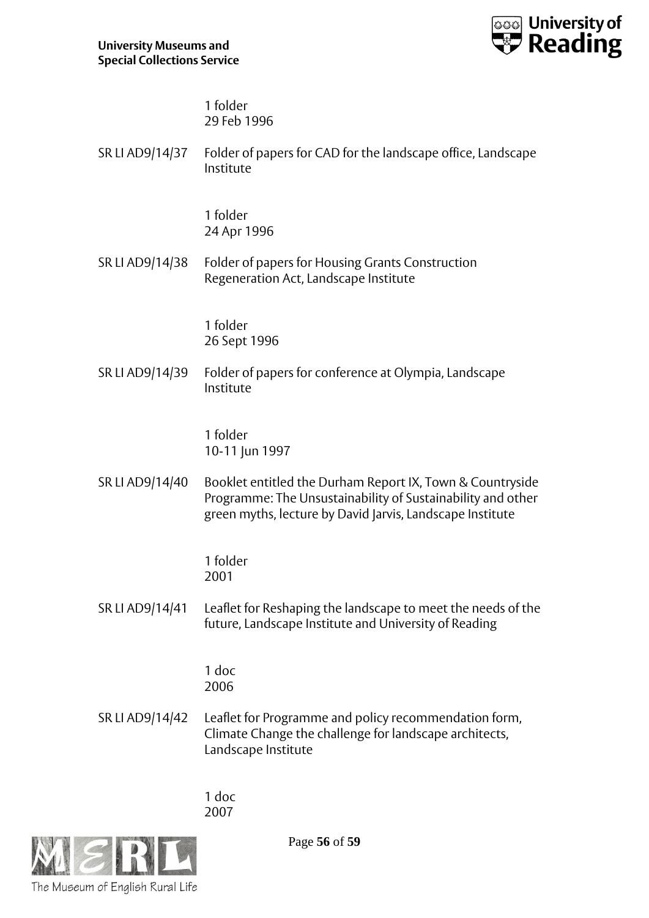1 folder
29 Feb 1996

SR LI AD9/14/37 Folder of papers for CAD for the landscape office, Landscape Institute

1 folder
24 Apr 1996

SR LI AD9/14/38 Folder of papers for Housing Grants Construction Regeneration Act, Landscape Institute

1 folder
26 Sept 1996

SR LI AD9/14/39 Folder of papers for conference at Olympia, Landscape Institute

1 folder
10-11 Jun 1997

SR LI AD9/14/40 Booklet entitled the Durham Report IX, Town & Countryside Programme: The Unsustainability of Sustainability and other green myths, lecture by David Jarvis, Landscape Institute

1 folder
2001

SR LI AD9/14/41 Leaflet for Reshaping the landscape to meet the needs of the future, Landscape Institute and University of Reading

1 doc
2006

SR LI AD9/14/42 Leaflet for Programme and policy recommendation form, Climate Change the challenge for landscape architects, Landscape Institute

1 doc
2007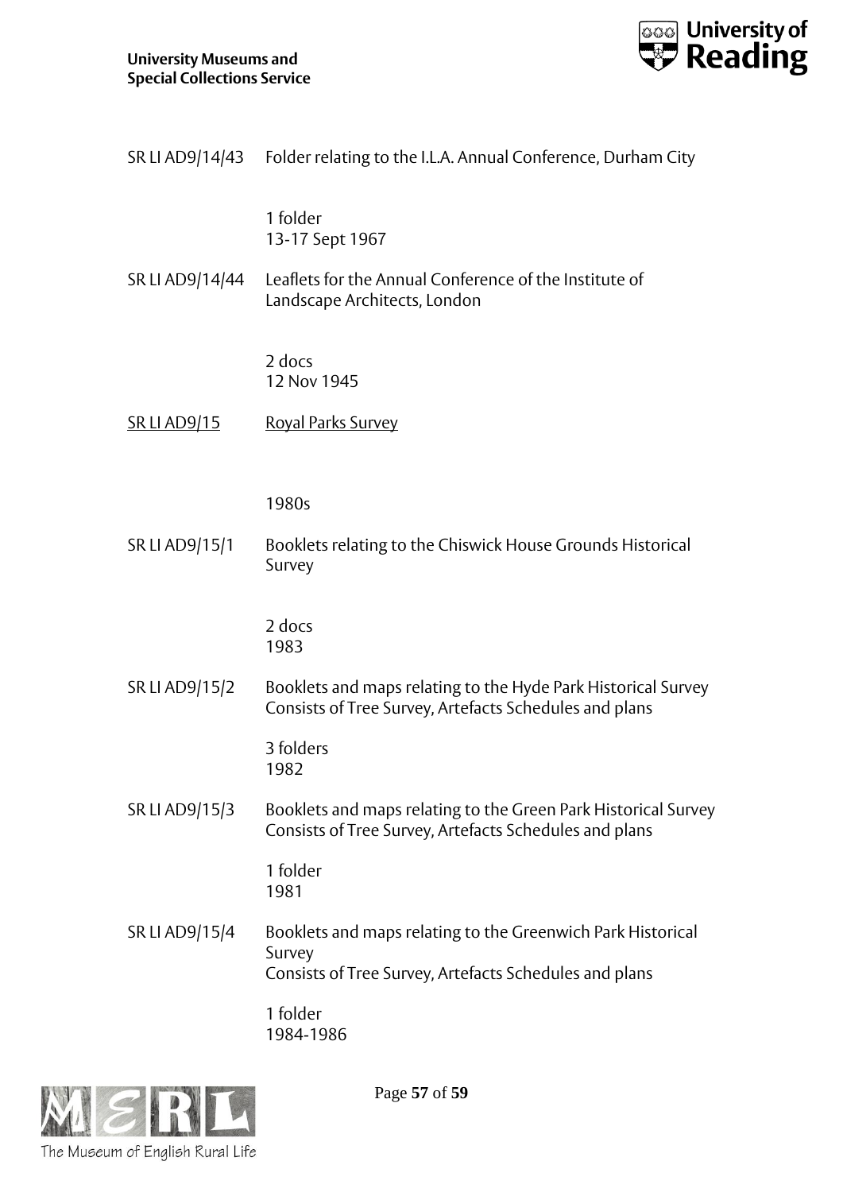SR LI AD9/14/43 Folder relating to the I.L.A. Annual Conference, Durham City

1 folder
13-17 Sept 1967

SR LI AD9/14/44 Leaflets for the Annual Conference of the Institute of Landscape Architects, London

2 docs
12 Nov 1945

<u>SR LI AD9/15</u> <u>Royal Parks Survey</u>

1980s

SR LI AD9/15/1 Booklets relating to the Chiswick House Grounds Historical Survey

2 docs
1983

SR LI AD9/15/2 Booklets and maps relating to the Hyde Park Historical Survey
Consists of Tree Survey, Artefacts Schedules and plans

3 folders
1982

SR LI AD9/15/3 Booklets and maps relating to the Green Park Historical Survey
Consists of Tree Survey, Artefacts Schedules and plans

1 folder
1981

SR LI AD9/15/4 Booklets and maps relating to the Greenwich Park Historical Survey
Consists of Tree Survey, Artefacts Schedules and plans

1 folder
1984-1986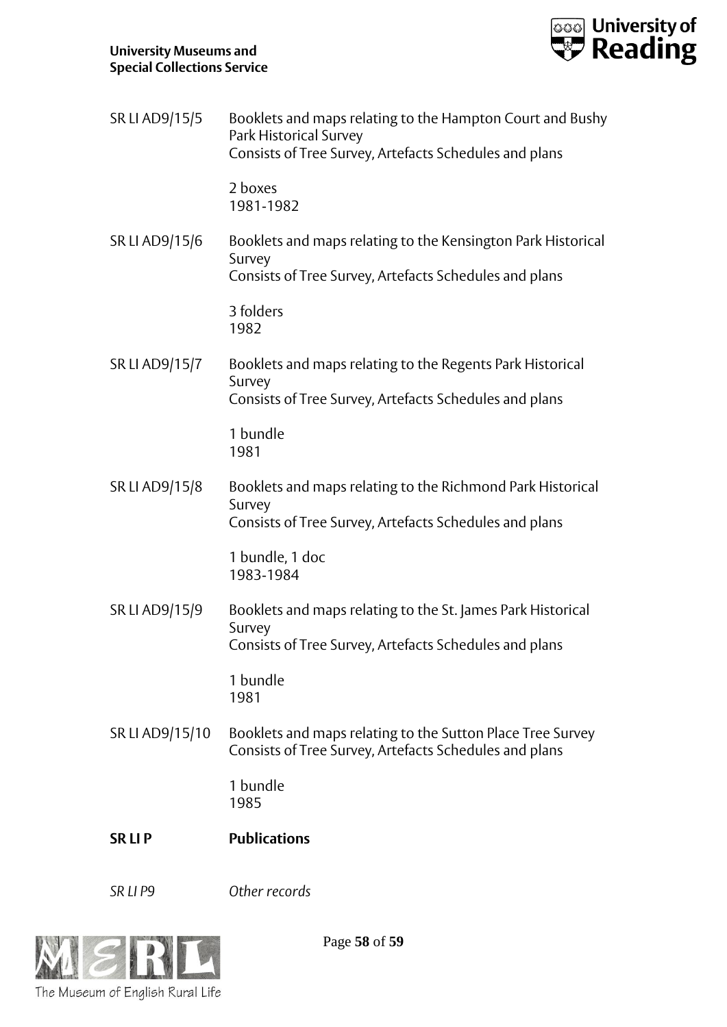SR LI AD9/15/5 Booklets and maps relating to the Hampton Court and Bushy Park Historical Survey
Consists of Tree Survey, Artefacts Schedules and plans

2 boxes
1981-1982

SR LI AD9/15/6 Booklets and maps relating to the Kensington Park Historical Survey
Consists of Tree Survey, Artefacts Schedules and plans

3 folders
1982

SR LI AD9/15/7 Booklets and maps relating to the Regents Park Historical Survey
Consists of Tree Survey, Artefacts Schedules and plans

1 bundle
1981

SR LI AD9/15/8 Booklets and maps relating to the Richmond Park Historical Survey
Consists of Tree Survey, Artefacts Schedules and plans

1 bundle, 1 doc
1983-1984

SR LI AD9/15/9 Booklets and maps relating to the St. James Park Historical Survey
Consists of Tree Survey, Artefacts Schedules and plans

1 bundle
1981

SR LI AD9/15/10 Booklets and maps relating to the Sutton Place Tree Survey
Consists of Tree Survey, Artefacts Schedules and plans

1 bundle
1985

**SR LI P Publications**

*SR LI P9 Other records*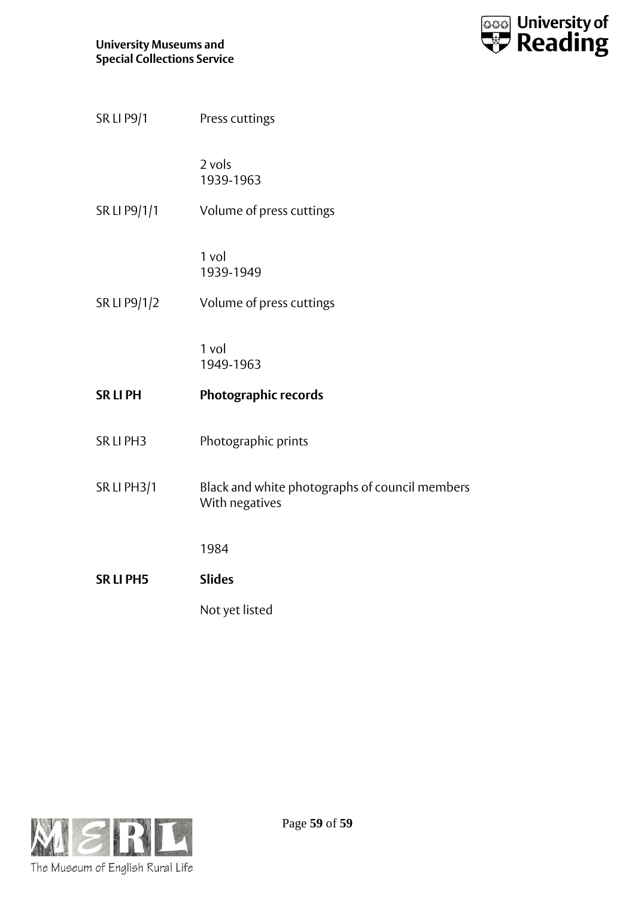SR LI P9/1 Press cuttings

2 vols
1939-1963

SR LI P9/1/1 Volume of press cuttings

1 vol
1939-1949

SR LI P9/1/2 Volume of press cuttings

1 vol
1949-1963

**SR LI PH Photographic records**

SR LI PH3 Photographic prints

SR LI PH3/1 Black and white photographs of council members
With negatives

1984

**SR LI PH5 Slides**

Not yet listed